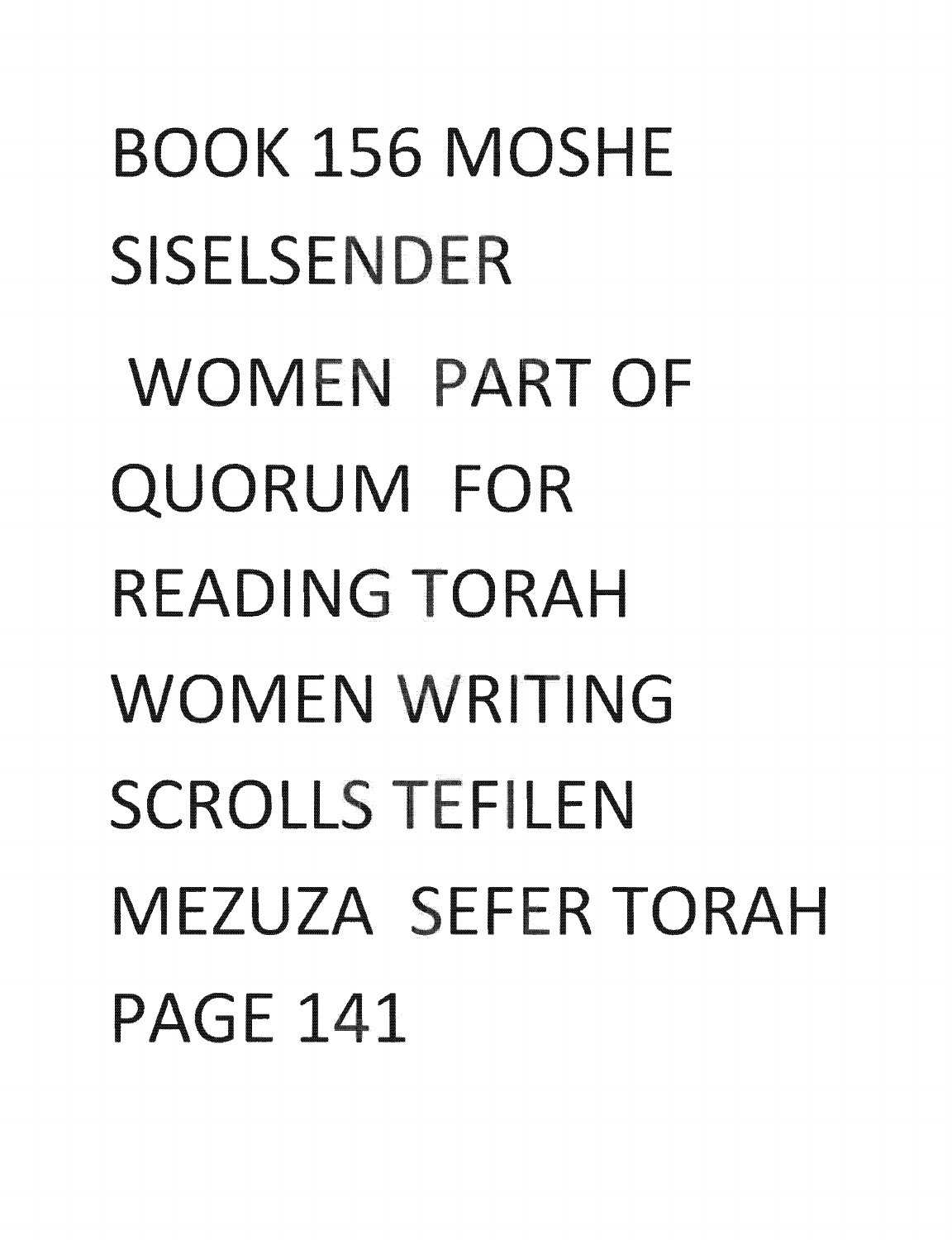# BOOK 156 MOSHE SISELSENDER

# WOMEN PART OF QUORUM FOR READING TORAH WOMEN WRITING SCROLLS TEFILEN MEZUZA SEFER TORAH

# PAGE 141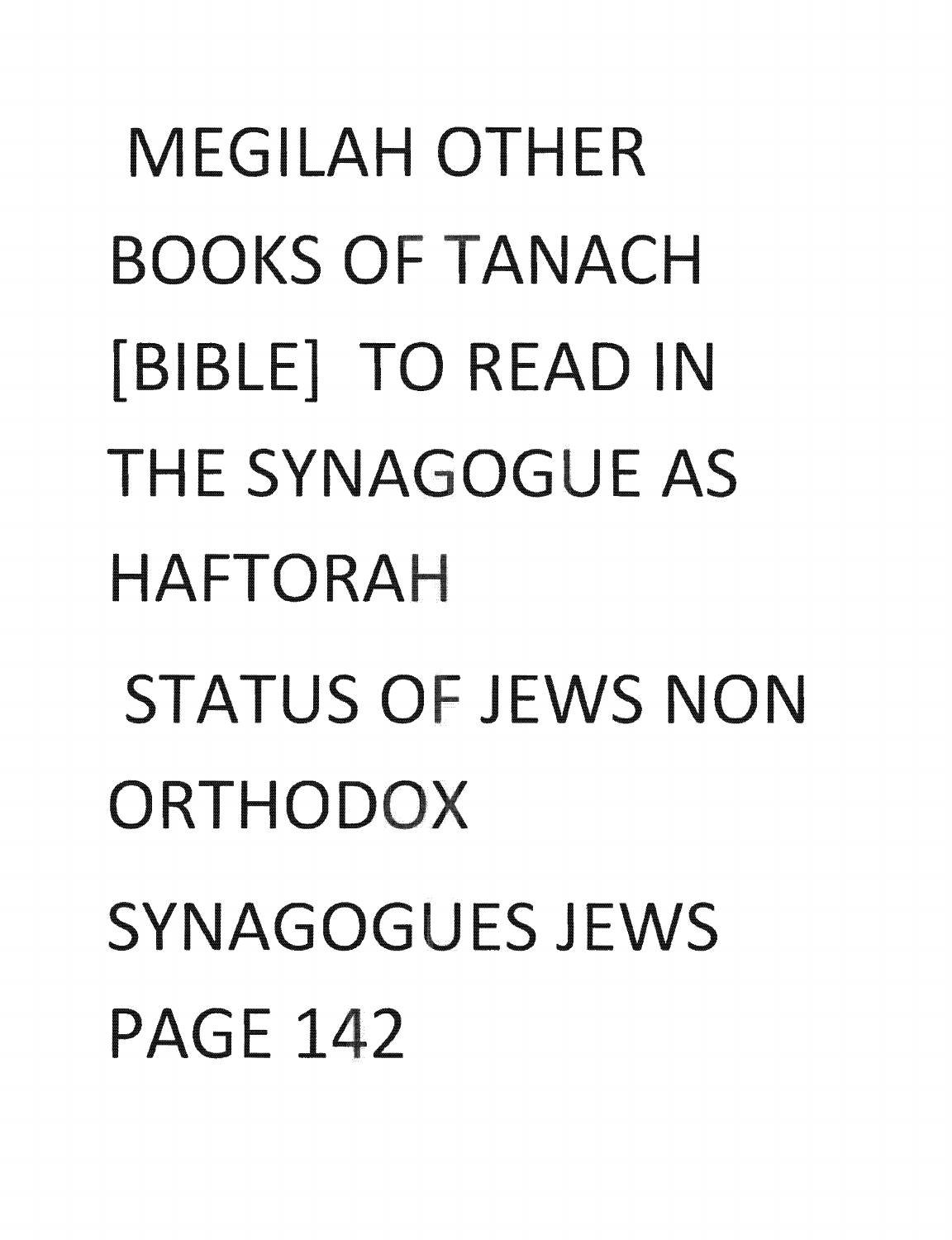MEGILAH OTHER BOOKS OF TANACH [BIBLE] TO READ IN THE SYNAGOGUE AS HAFTORAH

STATUS OF JEWS NON ORTHODOX SYNAGOGUES JEWS

PAGE 142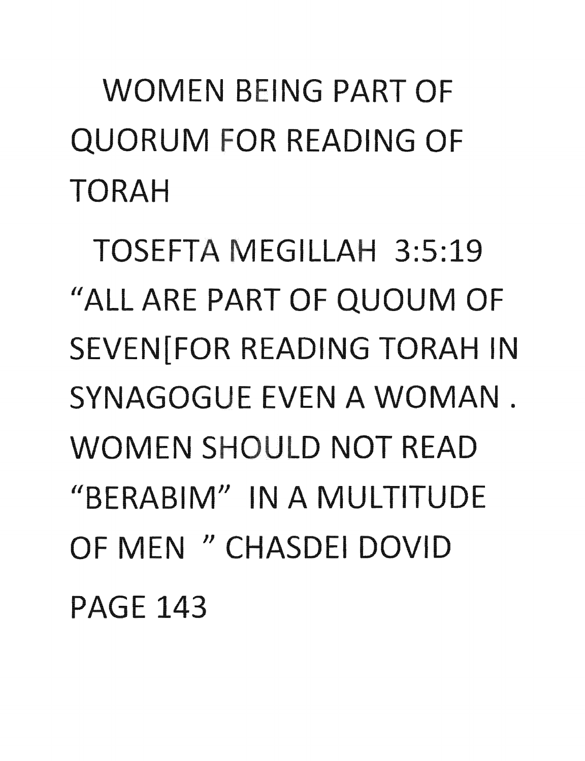# WOMEN BEING PART OF QUORUM FOR READING OF TORAH

TOSEFTA MEGILLAH 3:5:19 "ALL ARE PART OF QUOUM OF SEVEN[FOR READING TORAH IN SYNAGOGUE EVEN A WOMAN . WOMEN SHOULD NOT READ "BERABIM" IN A MULTITUDE OF MEN " CHASDEI DOVID PAGE 143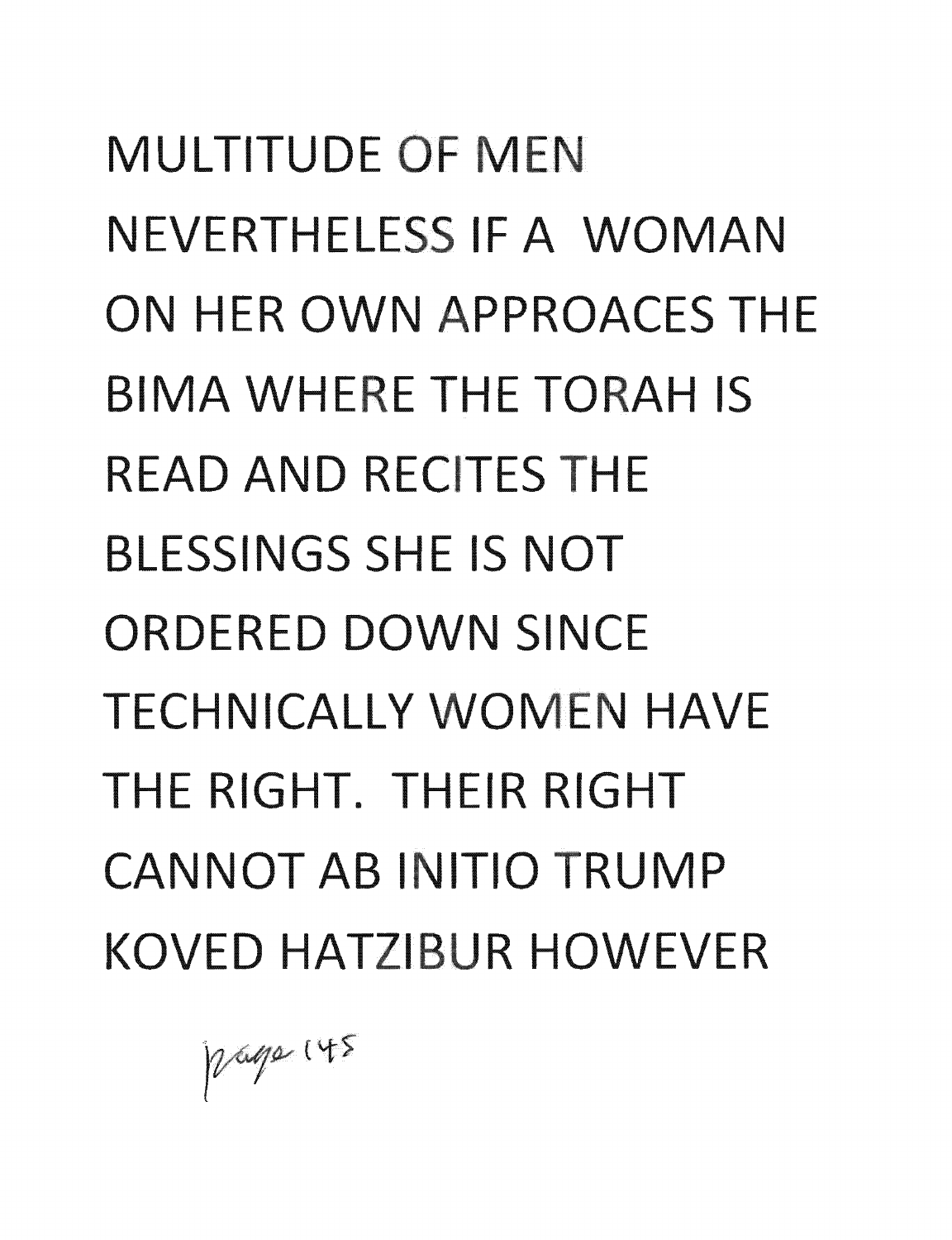MULTITUDE OF MEN NEVERTHELESS IF A WOMAN ON HER OWN APPROACES THE BIMA WHERE THE TORAH IS READ AND RECITES THE BLESSINGS SHE IS NOT ORDERED DOWN SINCE TECHNICALLY WOMEN HAVE THE RIGHT. THEIR RIGHT CANNOT AB INITIO TRUMP KOVED HATZIBUR HOWEVER

page 145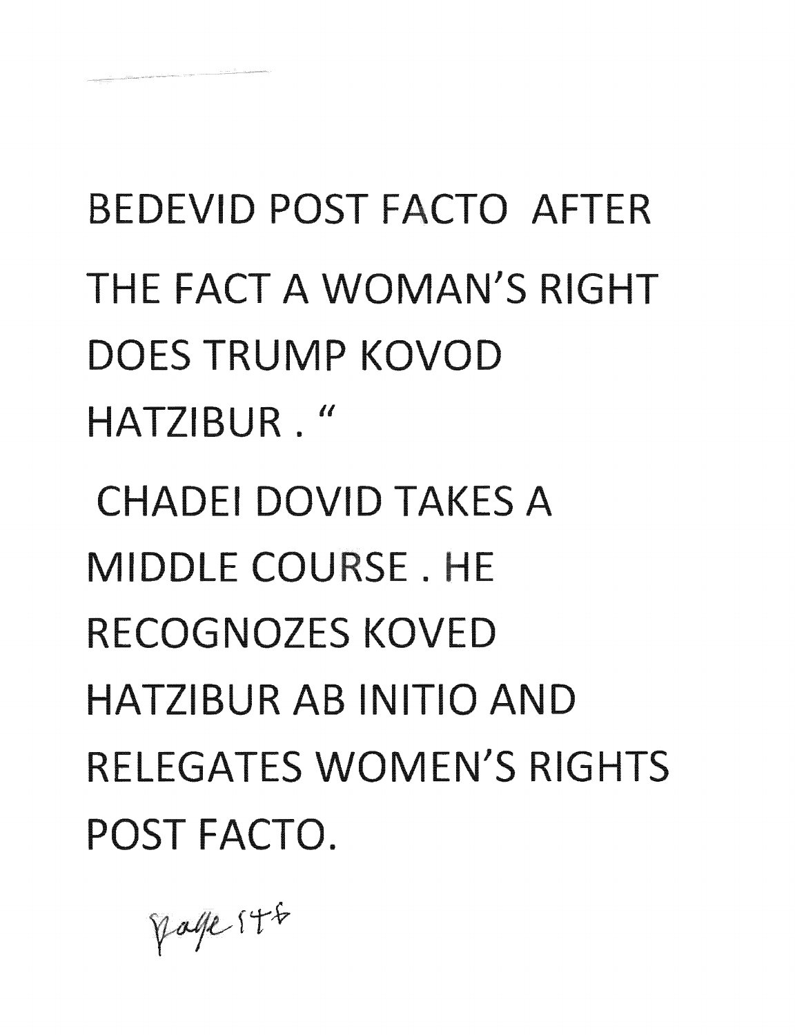BEDEVID POST FACTO AFTER THE FACT A WOMAN'S RIGHT DOES TRUMP KOVOD HATZIBUR . "

CHADEI DOVID TAKES A MIDDLE COURSE . HE RECOGNOZES KOVED HATZIBUR AB INITIO AND RELEGATES WOMEN'S RIGHTS POST FACTO.

page 148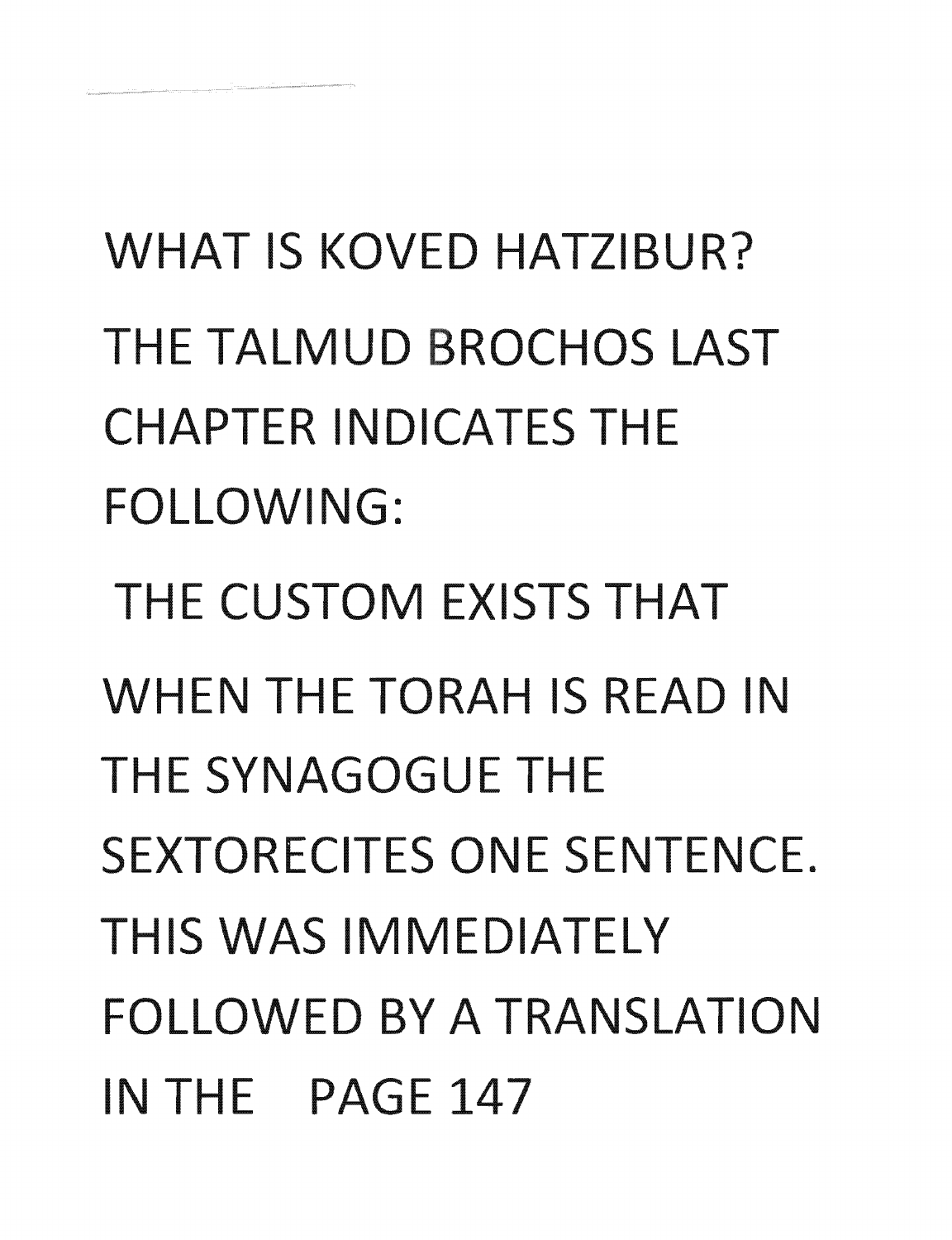WHAT IS KOVED HATZIBUR?

THE TALMUD BROCHOS LAST CHAPTER INDICATES THE FOLLOWING:

THE CUSTOM EXISTS THAT WHEN THE TORAH IS READ IN THE SYNAGOGUE THE SEXTORECITES ONE SENTENCE. THIS WAS IMMEDIATELY FOLLOWED BY A TRANSLATION IN THE PAGE 147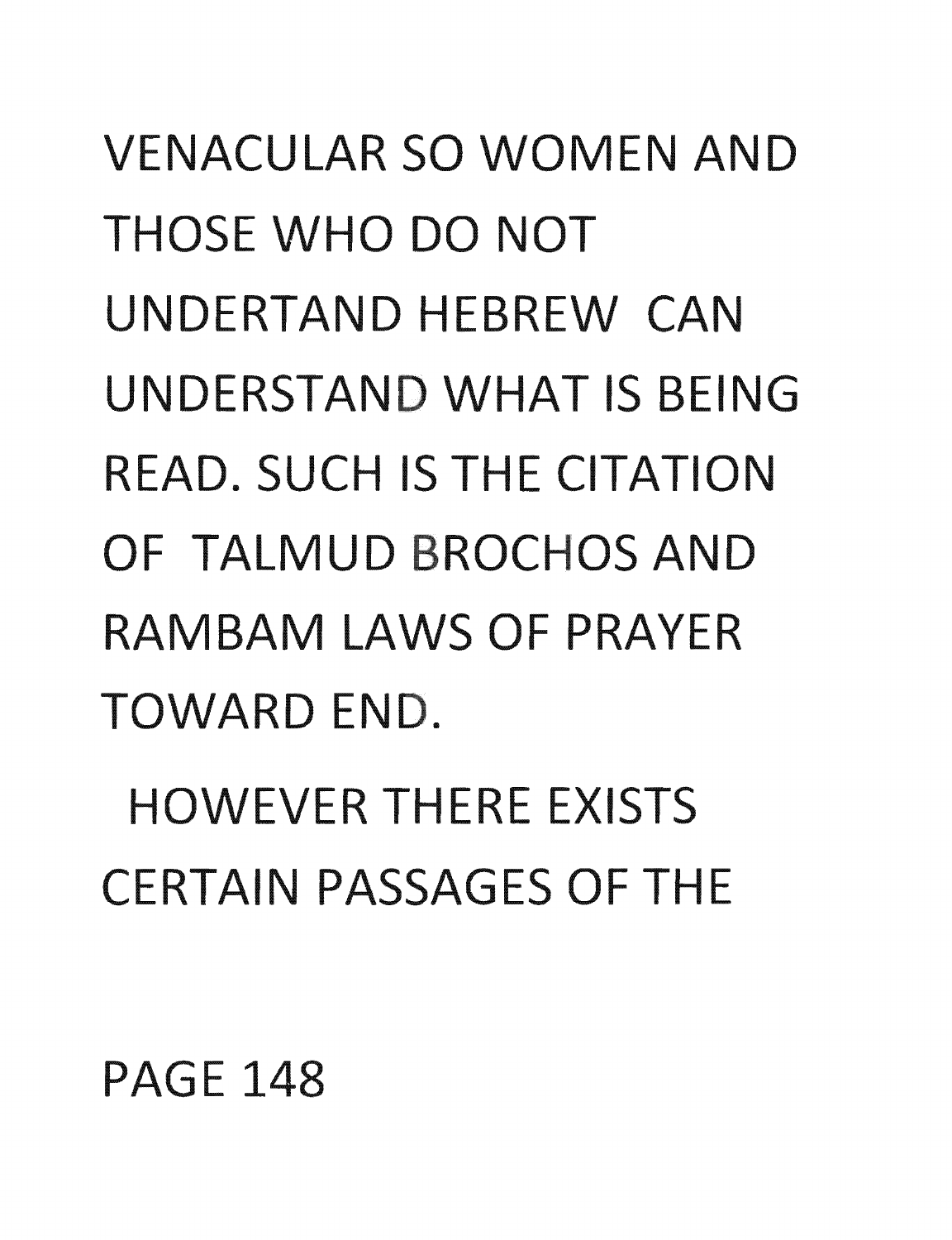VENACULAR SO WOMEN AND THOSE WHO DO NOT UNDERTAND HEBREW CAN UNDERSTAND WHAT IS BEING READ. SUCH IS THE CITATION OF TALMUD BROCHOS AND RAMBAM LAWS OF PRAYER TOWARD END.

HOWEVER THERE EXISTS CERTAIN PASSAGES OF THE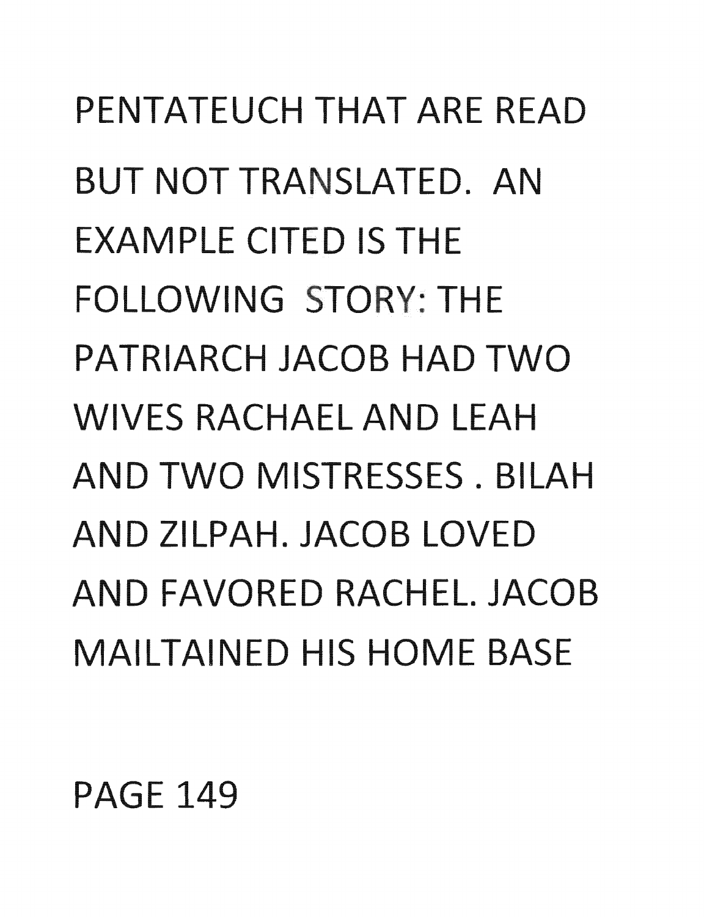PENTATEUCH THAT ARE READ BUT NOT TRANSLATED. AN EXAMPLE CITED IS THE FOLLOWING STORY: THE PATRIARCH JACOB HAD TWO WIVES RACHAEL AND LEAH AND TWO MISTRESSES . BILAH AND ZILPAH. JACOB LOVED AND FAVORED RACHEL. JACOB MAILTAINED HIS HOME BASE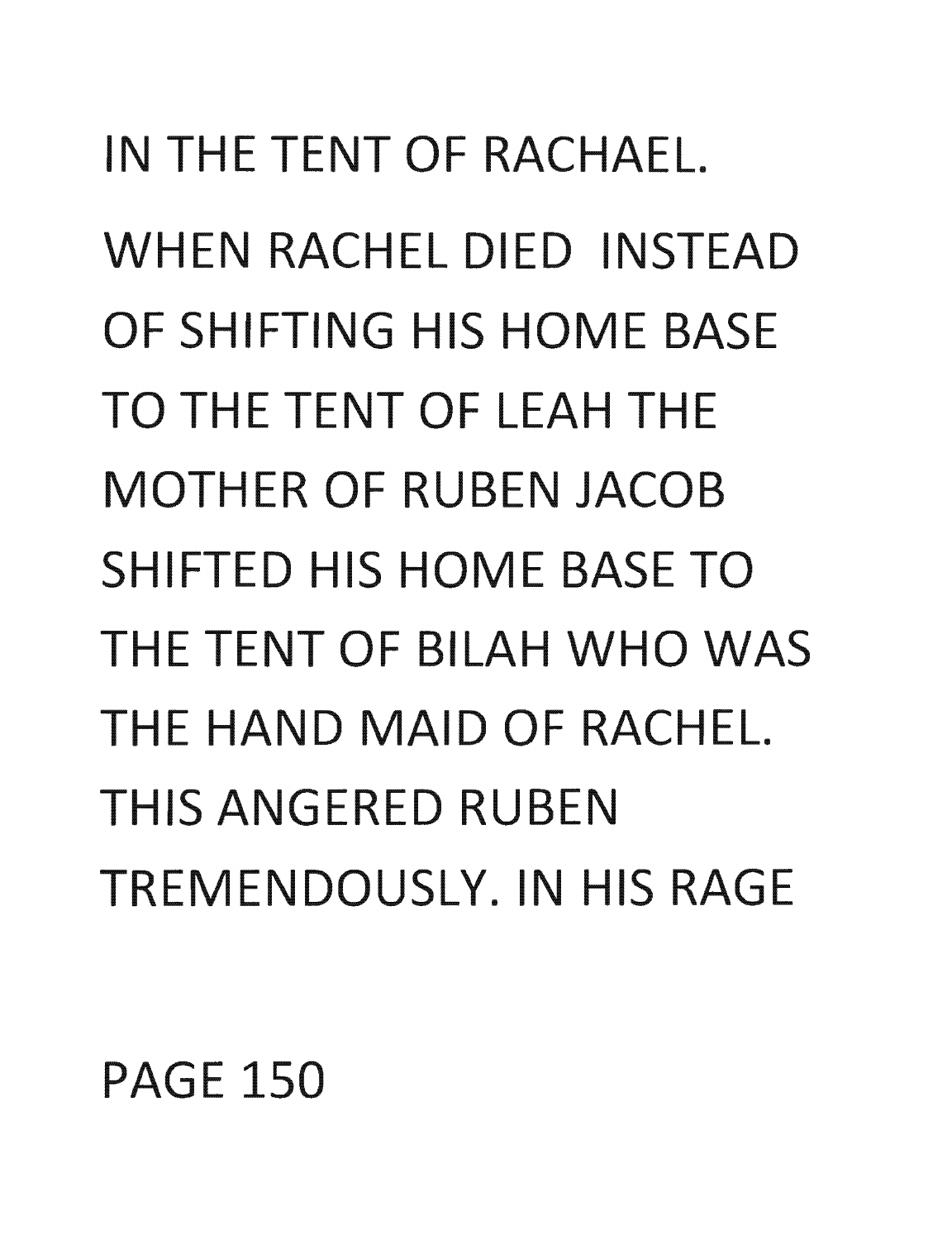IN THE TENT OF RACHAEL.

WHEN RACHEL DIED INSTEAD OF SHIFTING HIS HOME BASE TO THE TENT OF LEAH THE MOTHER OF RUBEN JACOB SHIFTED HIS HOME BASE TO THE TENT OF BILAH WHO WAS THE HAND MAID OF RACHEL. THIS ANGERED RUBEN TREMENDOUSLY. IN HIS RAGE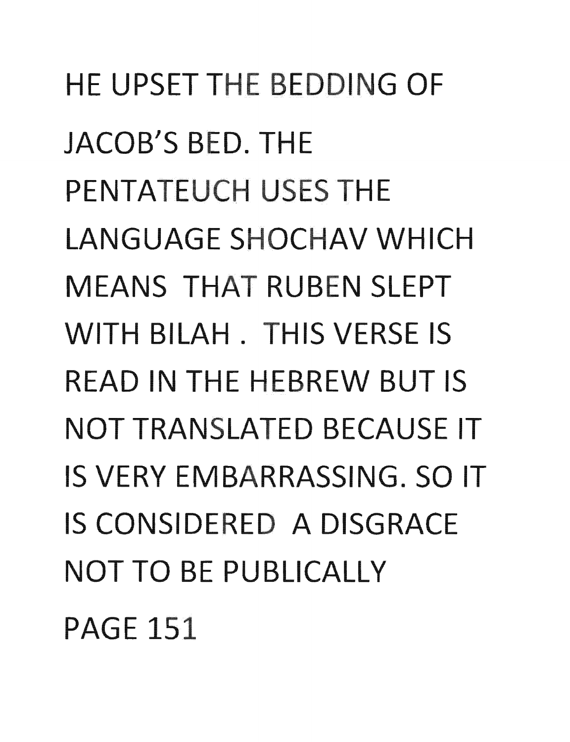HE UPSET THE BEDDING OF JACOB'S BED. THE PENTATEUCH USES THE LANGUAGE SHOCHAV WHICH MEANS THAT RUBEN SLEPT WITH BILAH . THIS VERSE IS READ IN THE HEBREW BUT IS NOT TRANSLATED BECAUSE IT IS VERY EMBARRASSING. SO IT IS CONSIDERED A DISGRACE NOT TO BE PUBLICALLY

PAGE 151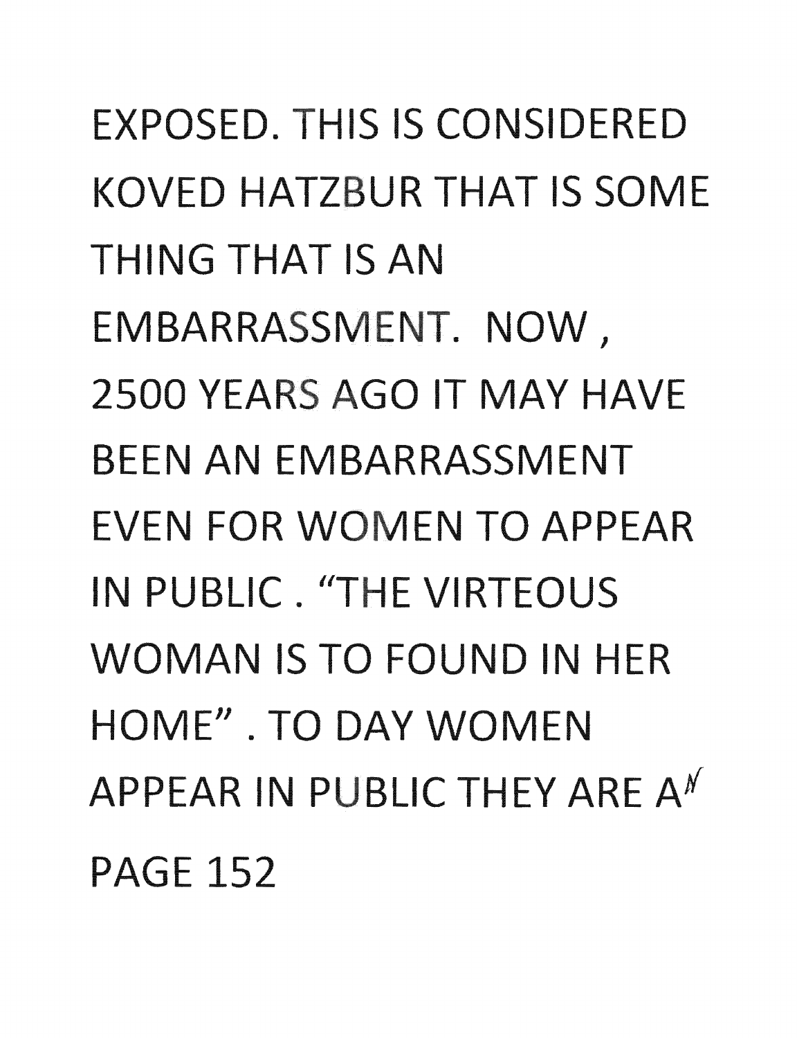EXPOSED. THIS IS CONSIDERED KOVED HATZBUR THAT IS SOME THING THAT IS AN EMBARRASSMENT. NOW , 2500 YEARS AGO IT MAY HAVE BEEN AN EMBARRASSMENT EVEN FOR WOMEN TO APPEAR IN PUBLIC . "THE VIRTEOUS WOMAN IS TO FOUND IN HER HOME" . TO DAY WOMEN APPEAR IN PUBLIC THEY ARE AN

PAGE 152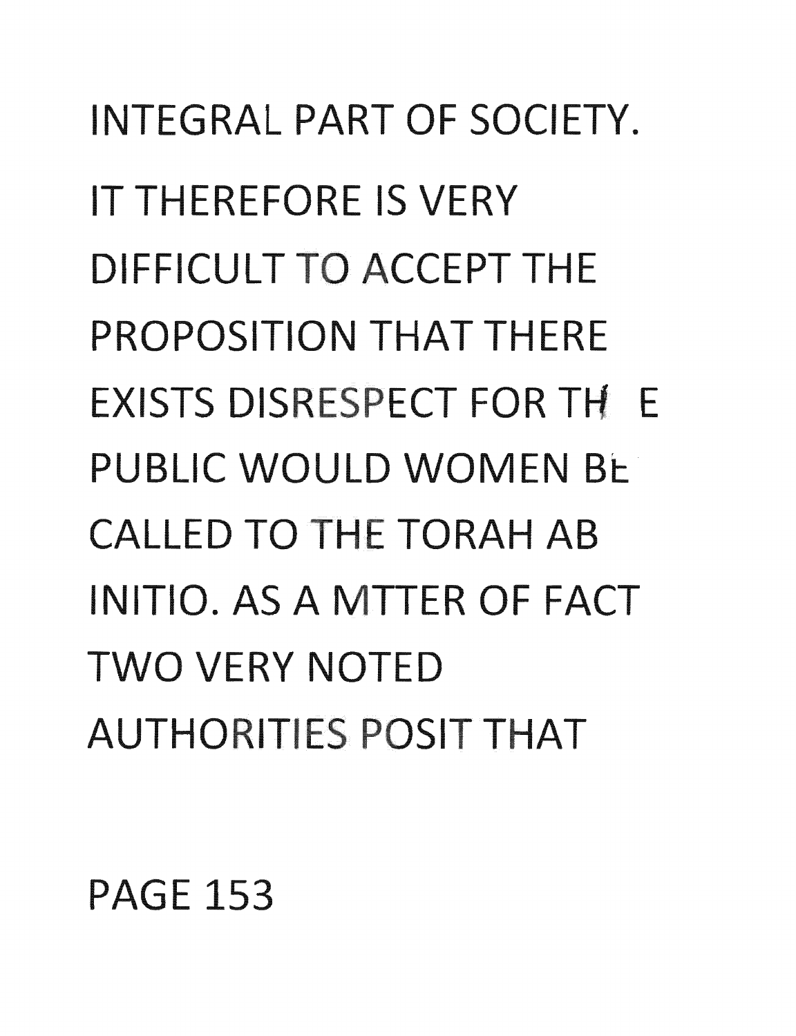INTEGRAL PART OF SOCIETY.

IT THEREFORE IS VERY DIFFICULT TO ACCEPT THE PROPOSITION THAT THERE EXISTS DISRESPECT FOR THE PUBLIC WOULD WOMEN BE CALLED TO THE TORAH AB INITIO. AS A MTTER OF FACT TWO VERY NOTED AUTHORITIES POSIT THAT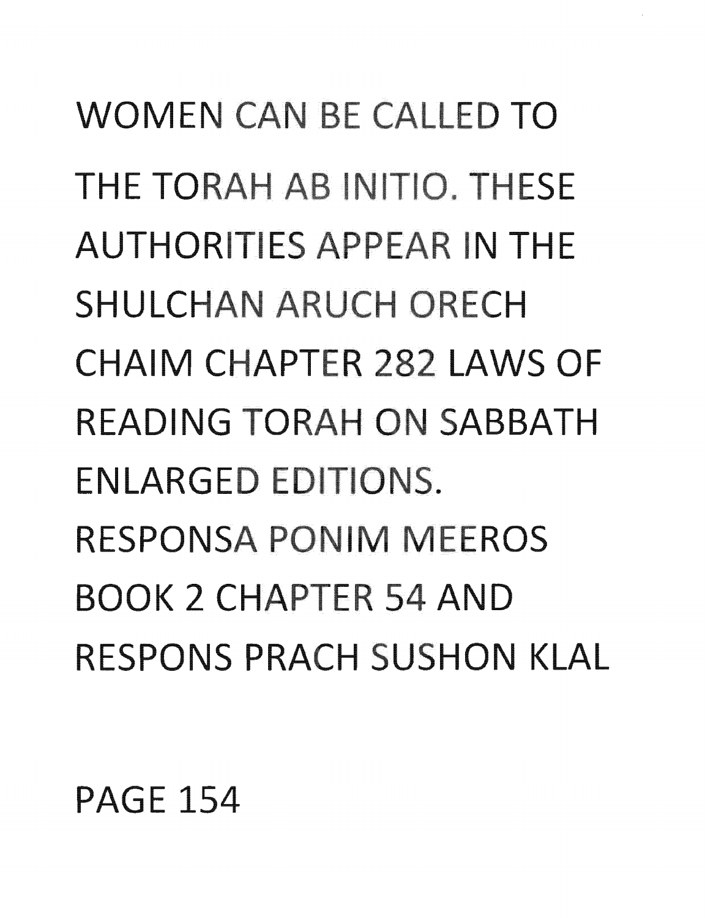WOMEN CAN BE CALLED TO THE TORAH AB INITIO. THESE AUTHORITIES APPEAR IN THE SHULCHAN ARUCH ORECH CHAIM CHAPTER 282 LAWS OF READING TORAH ON SABBATH ENLARGED EDITIONS. RESPONSA PONIM MEEROS BOOK 2 CHAPTER 54 AND RESPONS PRACH SUSHON KLAL

PAGE 154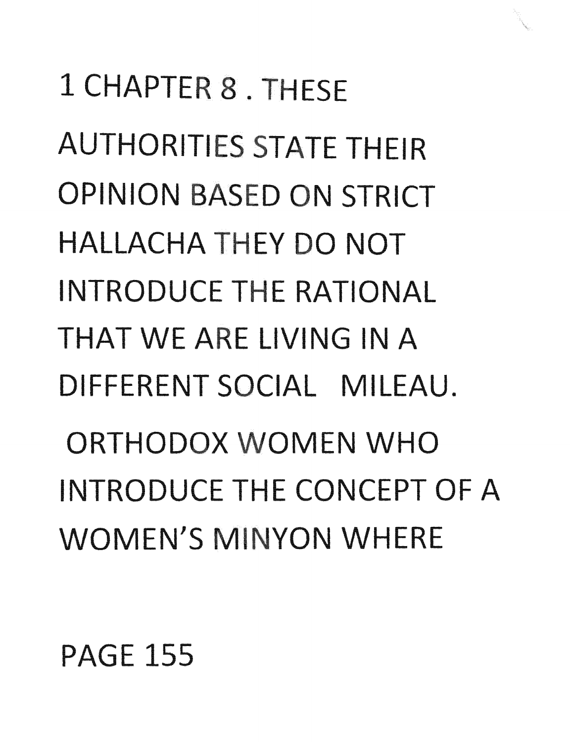1 CHAPTER 8 . THESE AUTHORITIES STATE THEIR OPINION BASED ON STRICT HALLACHA THEY DO NOT INTRODUCE THE RATIONAL THAT WE ARE LIVING IN A DIFFERENT SOCIAL MILEAU.

ORTHODOX WOMEN WHO INTRODUCE THE CONCEPT OF A WOMEN'S MINYON WHERE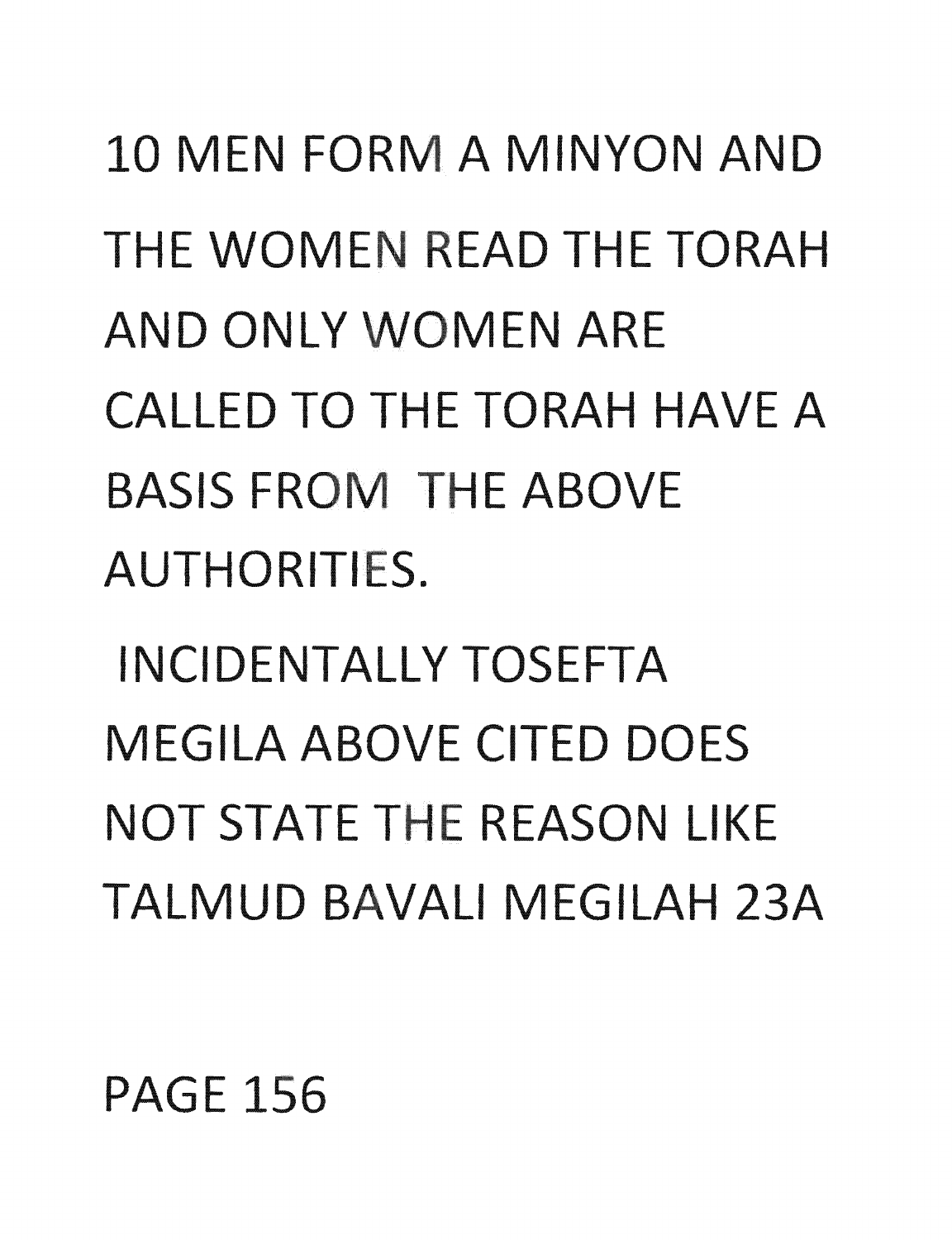10 MEN FORM A MINYON AND THE WOMEN READ THE TORAH AND ONLY WOMEN ARE CALLED TO THE TORAH HAVE A BASIS FROM THE ABOVE AUTHORITIES.

INCIDENTALLY TOSEFTA MEGILA ABOVE CITED DOES NOT STATE THE REASON LIKE TALMUD BAVALI MEGILAH 23A

PAGE 156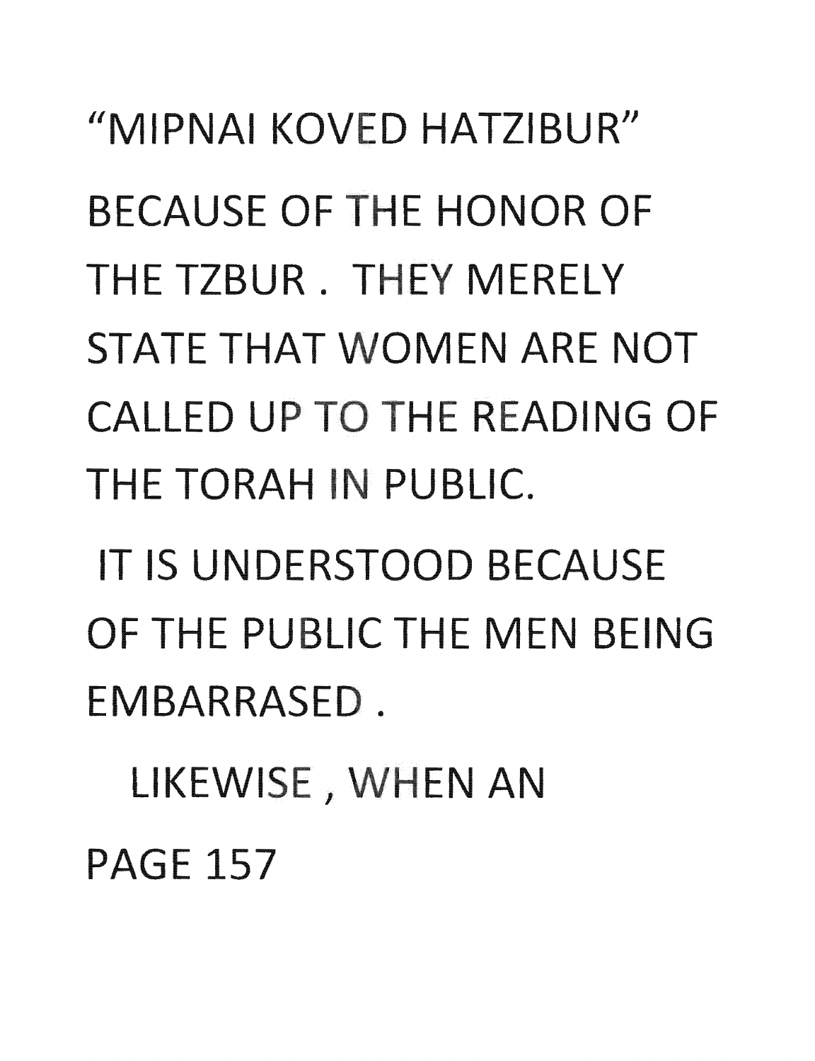"MIPNAI KOVED HATZIBUR" BECAUSE OF THE HONOR OF THE TZBUR . THEY MERELY STATE THAT WOMEN ARE NOT CALLED UP TO THE READING OF THE TORAH IN PUBLIC.

IT IS UNDERSTOOD BECAUSE OF THE PUBLIC THE MEN BEING EMBARRASED .

LIKEWISE , WHEN AN

PAGE 157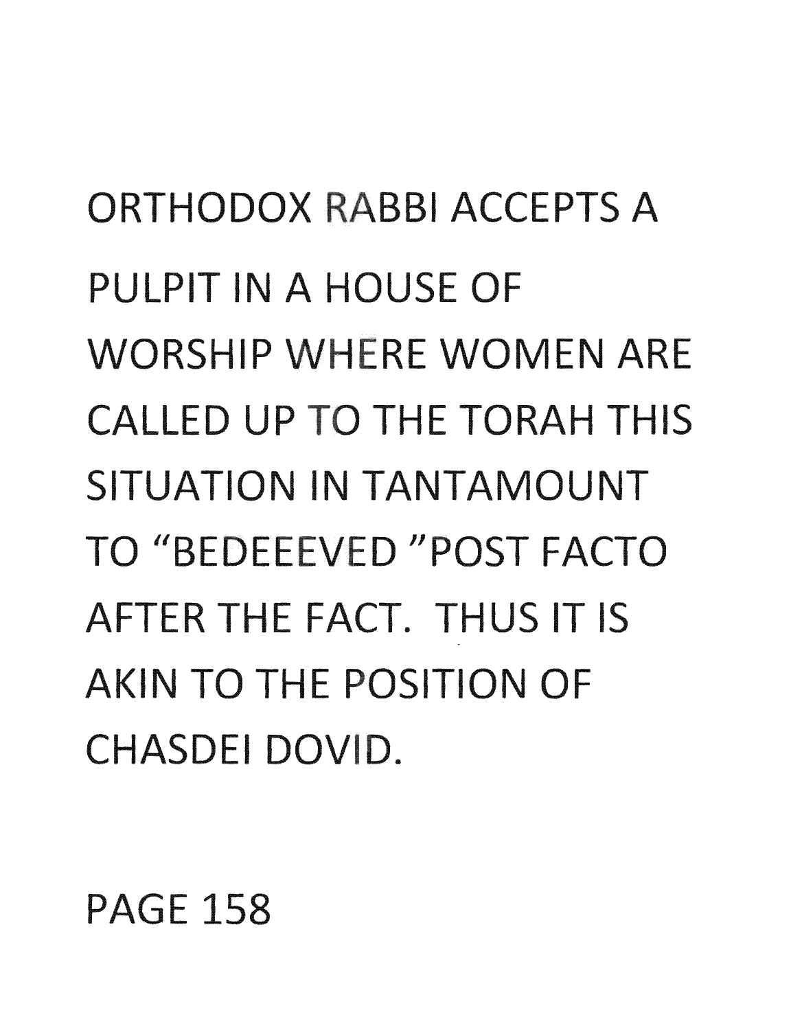ORTHODOX RABBI ACCEPTS A PULPIT IN A HOUSE OF WORSHIP WHERE WOMEN ARE CALLED UP TO THE TORAH THIS SITUATION IN TANTAMOUNT TO "BEDEEEVED "POST FACTO AFTER THE FACT. THUS IT IS AKIN TO THE POSITION OF CHASDEI DOVID.

PAGE 158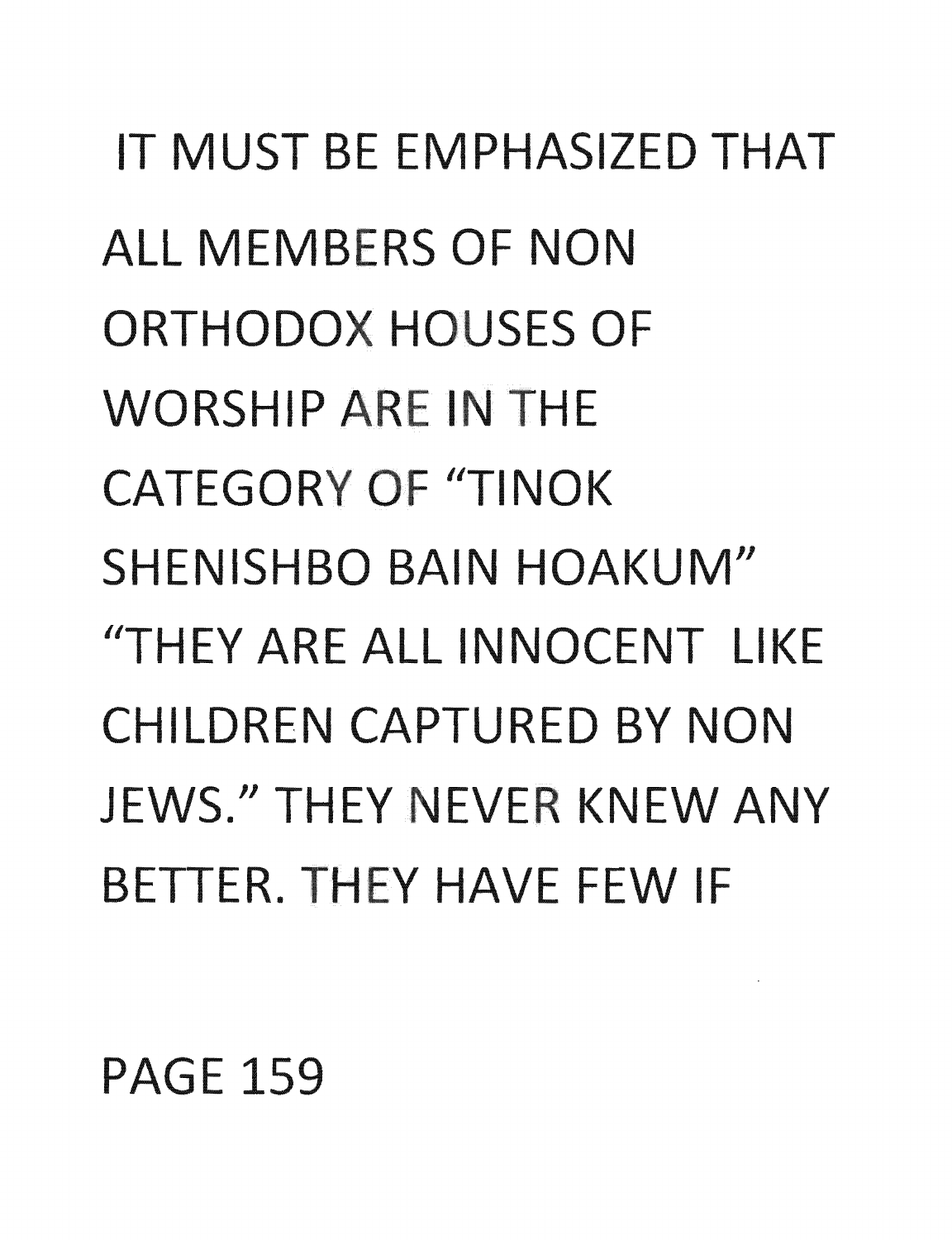IT MUST BE EMPHASIZED THAT ALL MEMBERS OF NON ORTHODOX HOUSES OF WORSHIP ARE IN THE CATEGORY OF "TINOK SHENISHBO BAIN HOAKUM" "THEY ARE ALL INNOCENT LIKE CHILDREN CAPTURED BY NON JEWS." THEY NEVER KNEW ANY BETTER. THEY HAVE FEW IF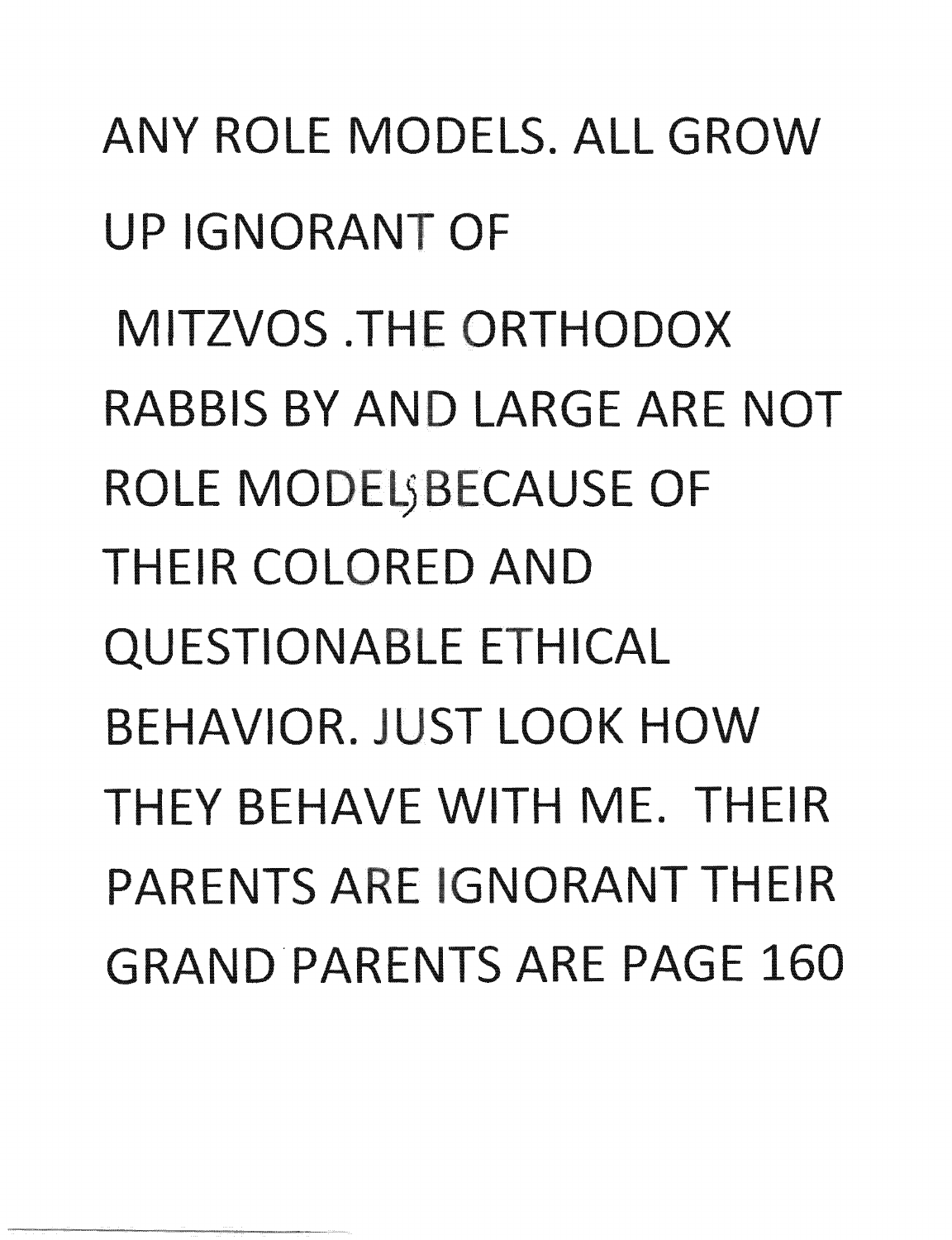ANY ROLE MODELS. ALL GROW UP IGNORANT OF MITZVOS .THE ORTHODOX RABBIS BY AND LARGE ARE NOT ROLE MODELS BECAUSE OF THEIR COLORED AND QUESTIONABLE ETHICAL BEHAVIOR. JUST LOOK HOW THEY BEHAVE WITH ME. THEIR PARENTS ARE IGNORANT THEIR GRAND PARENTS ARE PAGE 160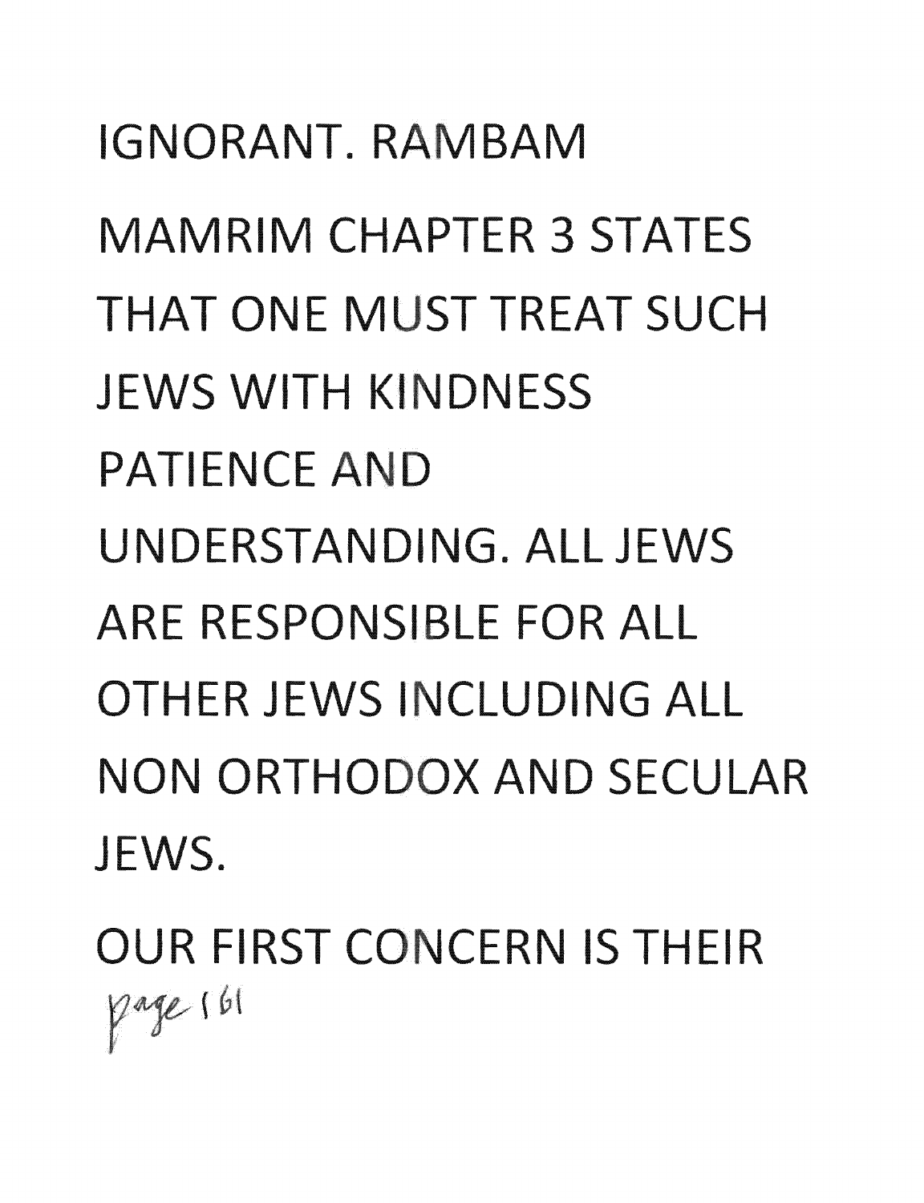IGNORANT. RAMBAM MAMRIM CHAPTER 3 STATES THAT ONE MUST TREAT SUCH JEWS WITH KINDNESS PATIENCE AND UNDERSTANDING. ALL JEWS ARE RESPONSIBLE FOR ALL OTHER JEWS INCLUDING ALL NON ORTHODOX AND SECULAR JEWS.

OUR FIRST CONCERN IS THEIR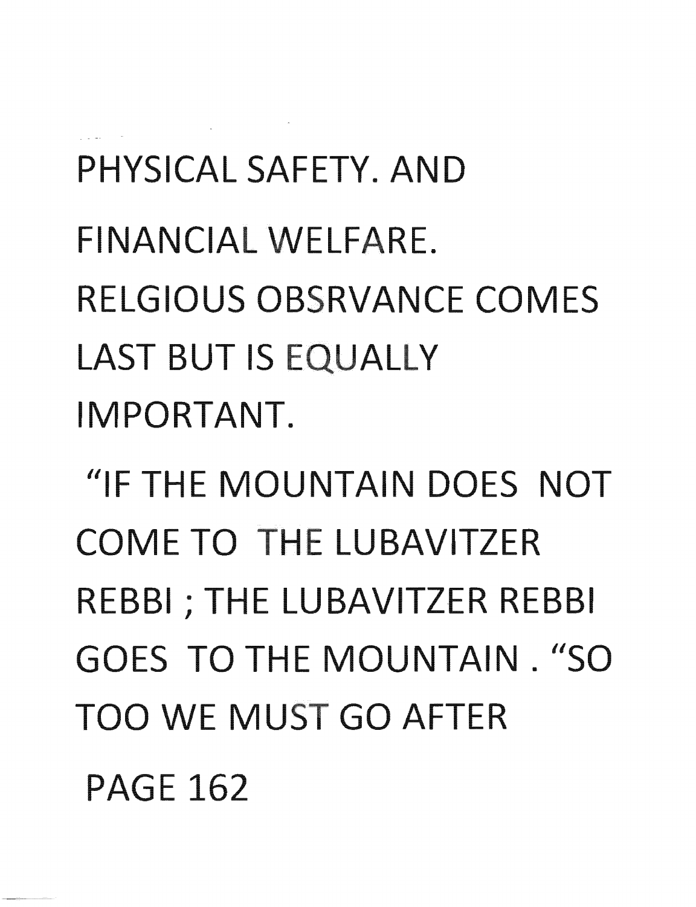PHYSICAL SAFETY. AND FINANCIAL WELFARE. RELGIOUS OBSRVANCE COMES LAST BUT IS EQUALLY IMPORTANT.

"IF THE MOUNTAIN DOES NOT COME TO THE LUBAVITZER REBBI ; THE LUBAVITZER REBBI GOES TO THE MOUNTAIN . "SO TOO WE MUST GO AFTER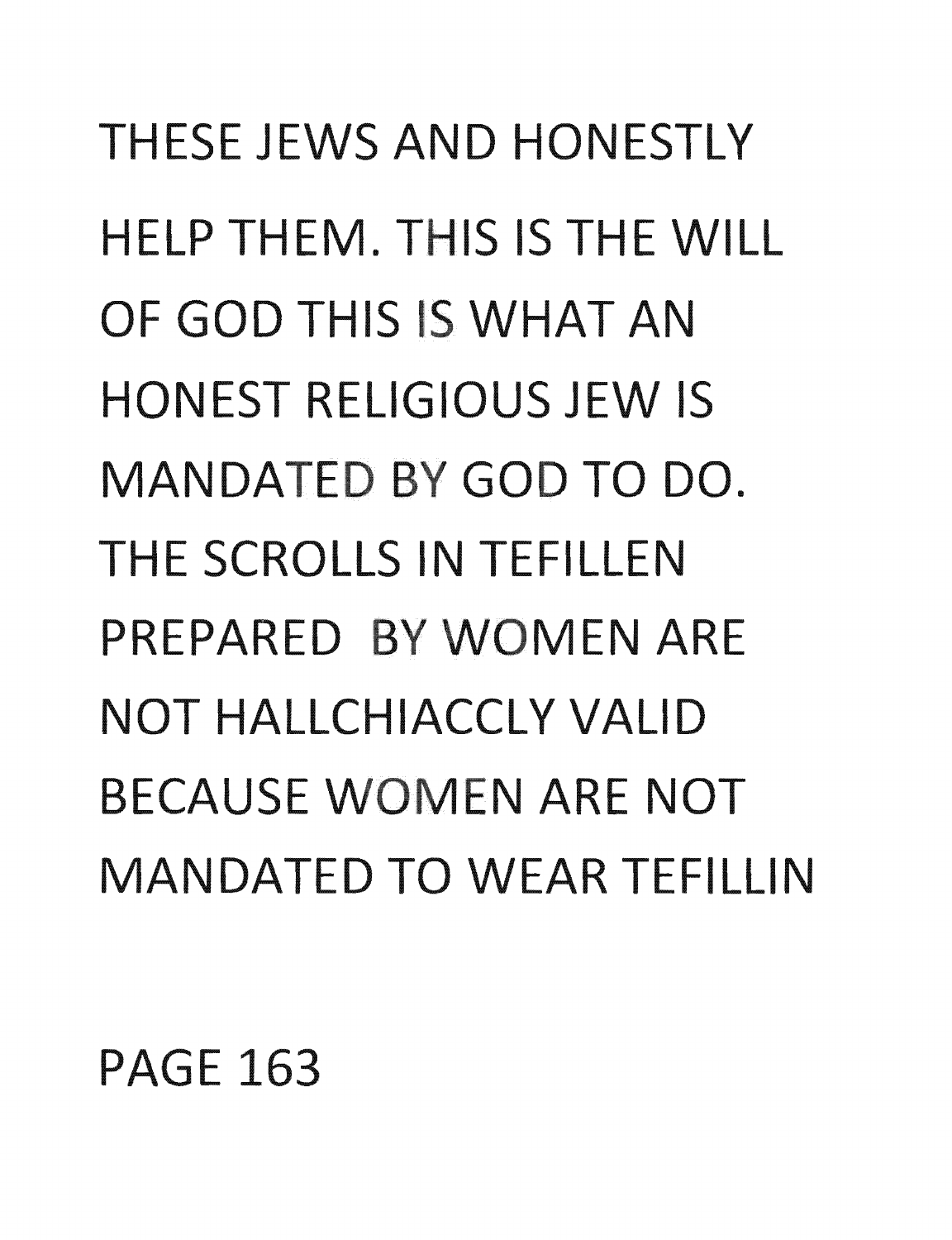THESE JEWS AND HONESTLY HELP THEM. THIS IS THE WILL OF GOD THIS IS WHAT AN HONEST RELIGIOUS JEW IS MANDATED BY GOD TO DO. THE SCROLLS IN TEFILLEN PREPARED BY WOMEN ARE NOT HALLCHIACCLY VALID BECAUSE WOMEN ARE NOT MANDATED TO WEAR TEFILLIN

PAGE 163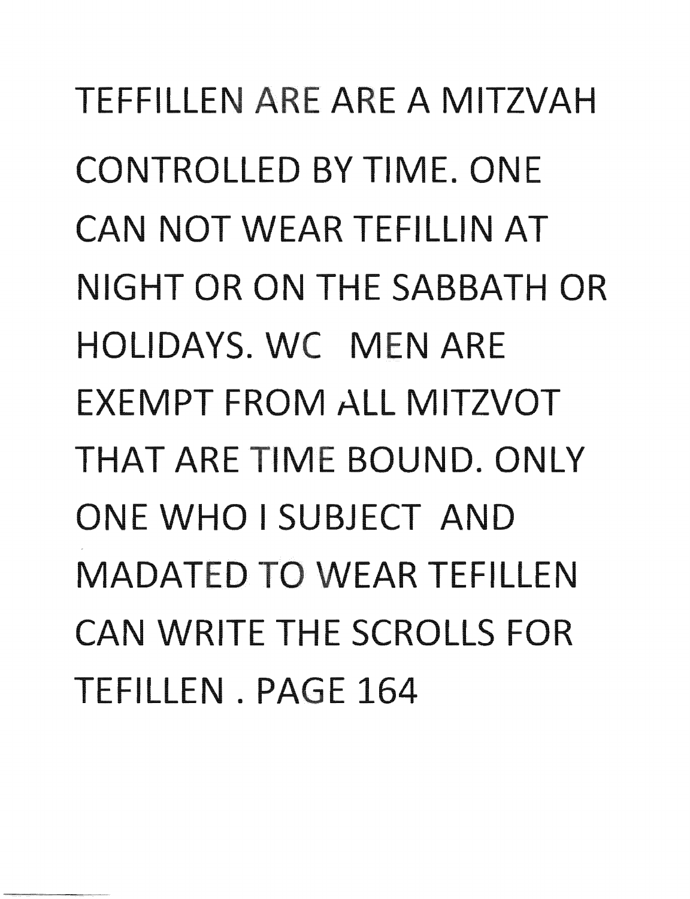TEFFILLEN ARE ARE A MITZVAH CONTROLLED BY TIME. ONE CAN NOT WEAR TEFILLIN AT NIGHT OR ON THE SABBATH OR HOLIDAYS. WC MEN ARE EXEMPT FROM ALL MITZVOT THAT ARE TIME BOUND. ONLY ONE WHO I SUBJECT AND MADATED TO WEAR TEFILLEN CAN WRITE THE SCROLLS FOR TEFILLEN . PAGE 164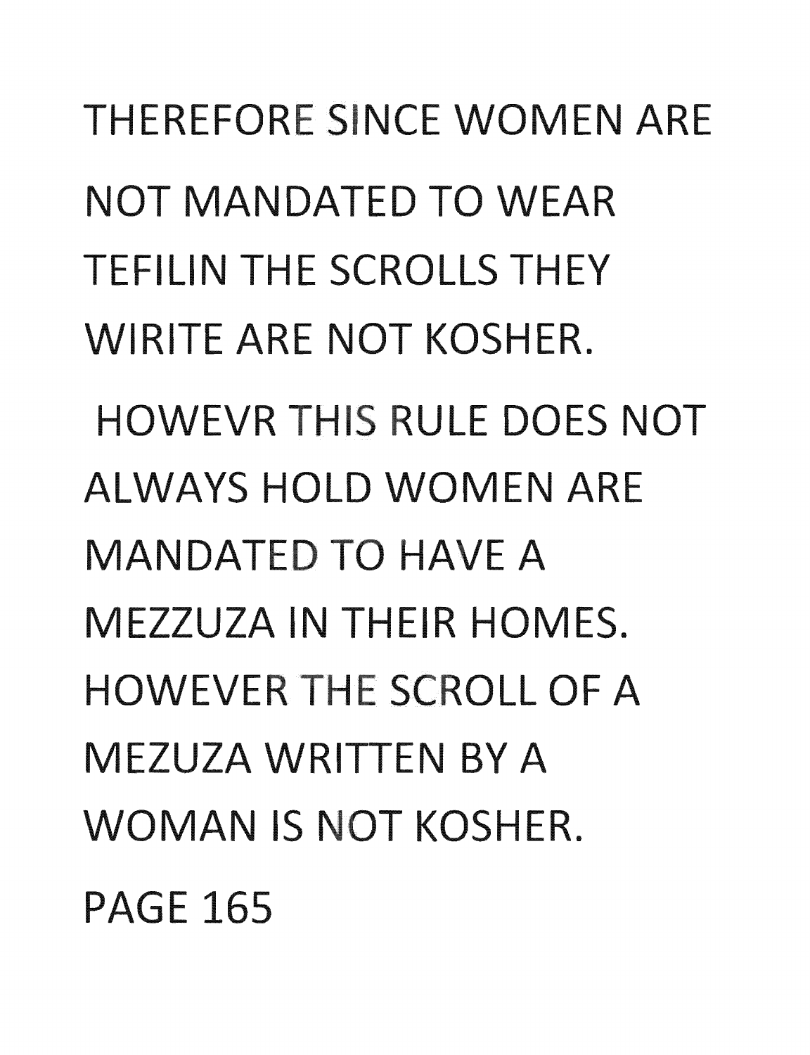THEREFORE SINCE WOMEN ARE NOT MANDATED TO WEAR TEFILIN THE SCROLLS THEY WIRITE ARE NOT KOSHER.

HOWEVR THIS RULE DOES NOT ALWAYS HOLD WOMEN ARE MANDATED TO HAVE A MEZZUZA IN THEIR HOMES. HOWEVER THE SCROLL OF A MEZUZA WRITTEN BY A WOMAN IS NOT KOSHER.

PAGE 165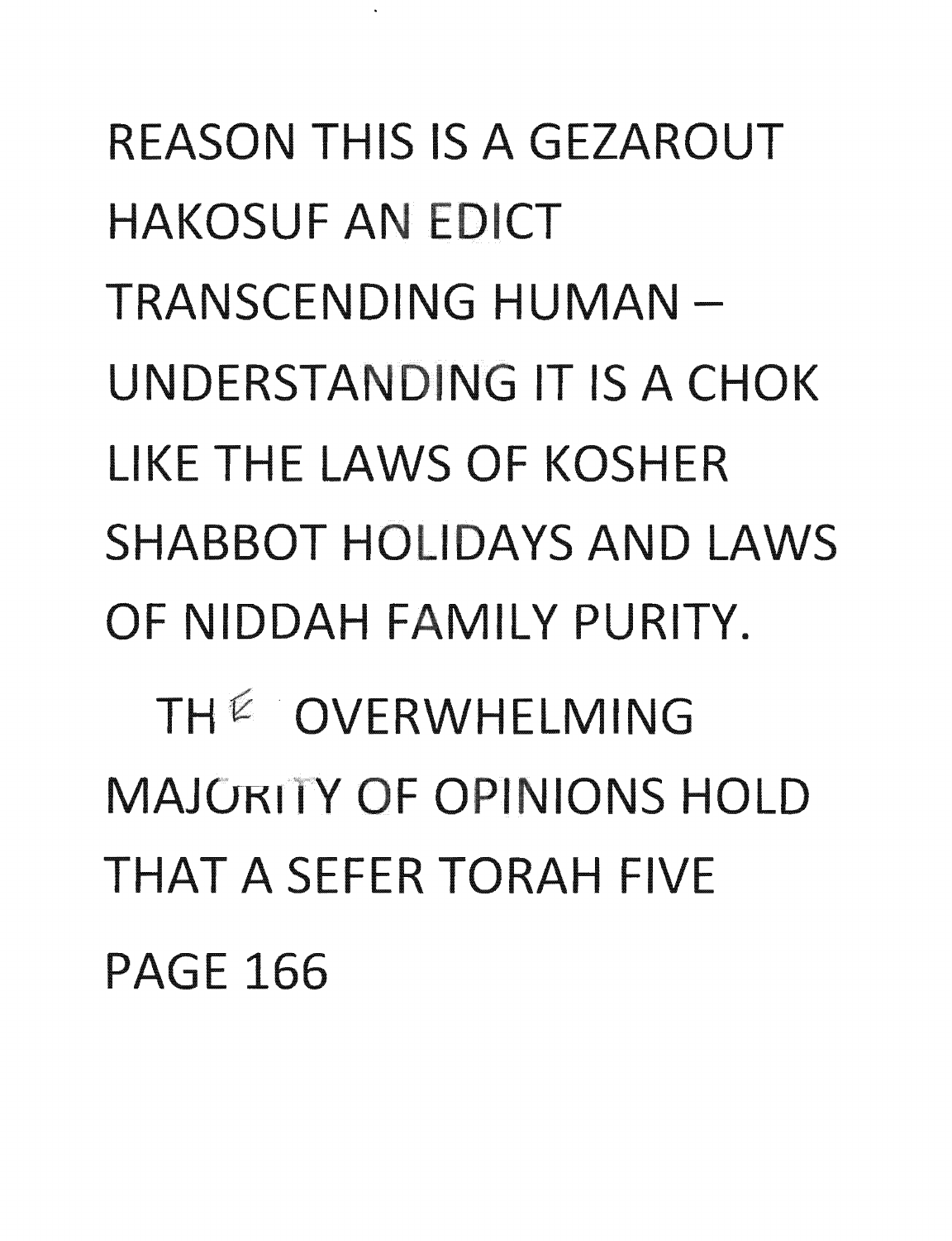REASON THIS IS A GEZAROUT HAKOSUF AN EDICT TRANSCENDING HUMAN – UNDERSTANDING IT IS A CHOK LIKE THE LAWS OF KOSHER SHABBOT HOLIDAYS AND LAWS OF NIDDAH FAMILY PURITY.

THE OVERWHELMING MAJORITY OF OPINIONS HOLD THAT A SEFER TORAH FIVE

PAGE 166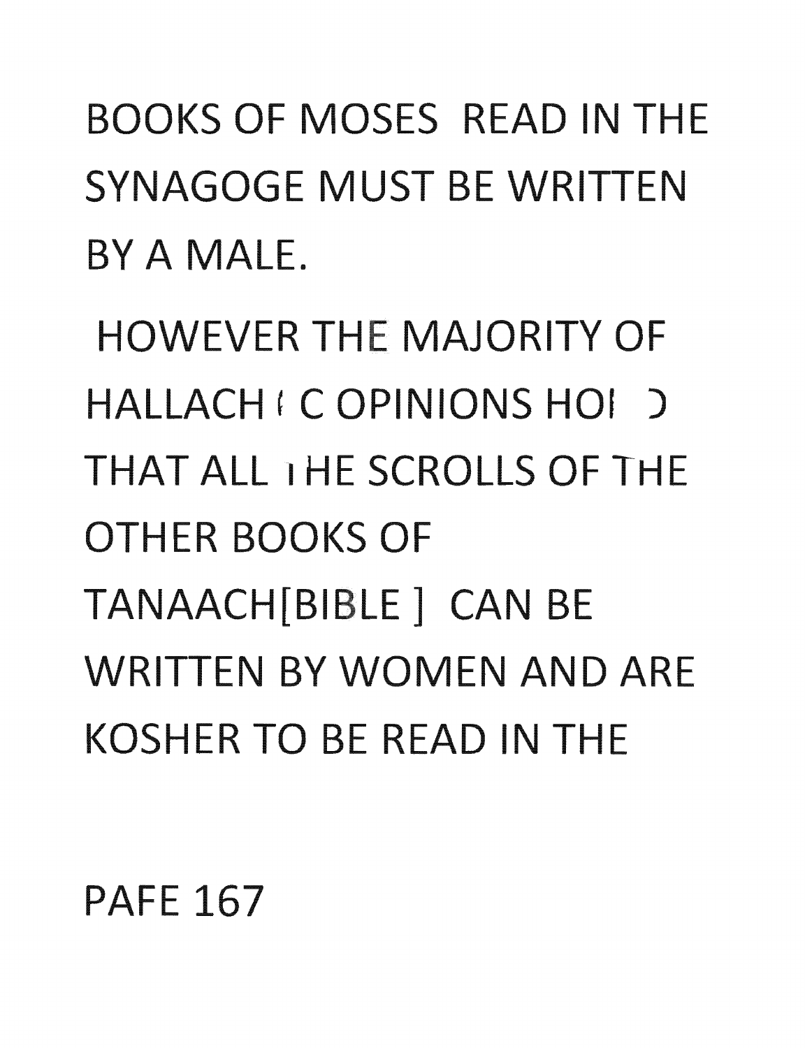BOOKS OF MOSES READ IN THE SYNAGOGE MUST BE WRITTEN BY A MALE.

HOWEVER THE MAJORITY OF HALLACHIC OPINIONS HOLD THAT ALL THE SCROLLS OF THE OTHER BOOKS OF TANAACH[BIBLE] CAN BE WRITTEN BY WOMEN AND ARE KOSHER TO BE READ IN THE

PAFE 167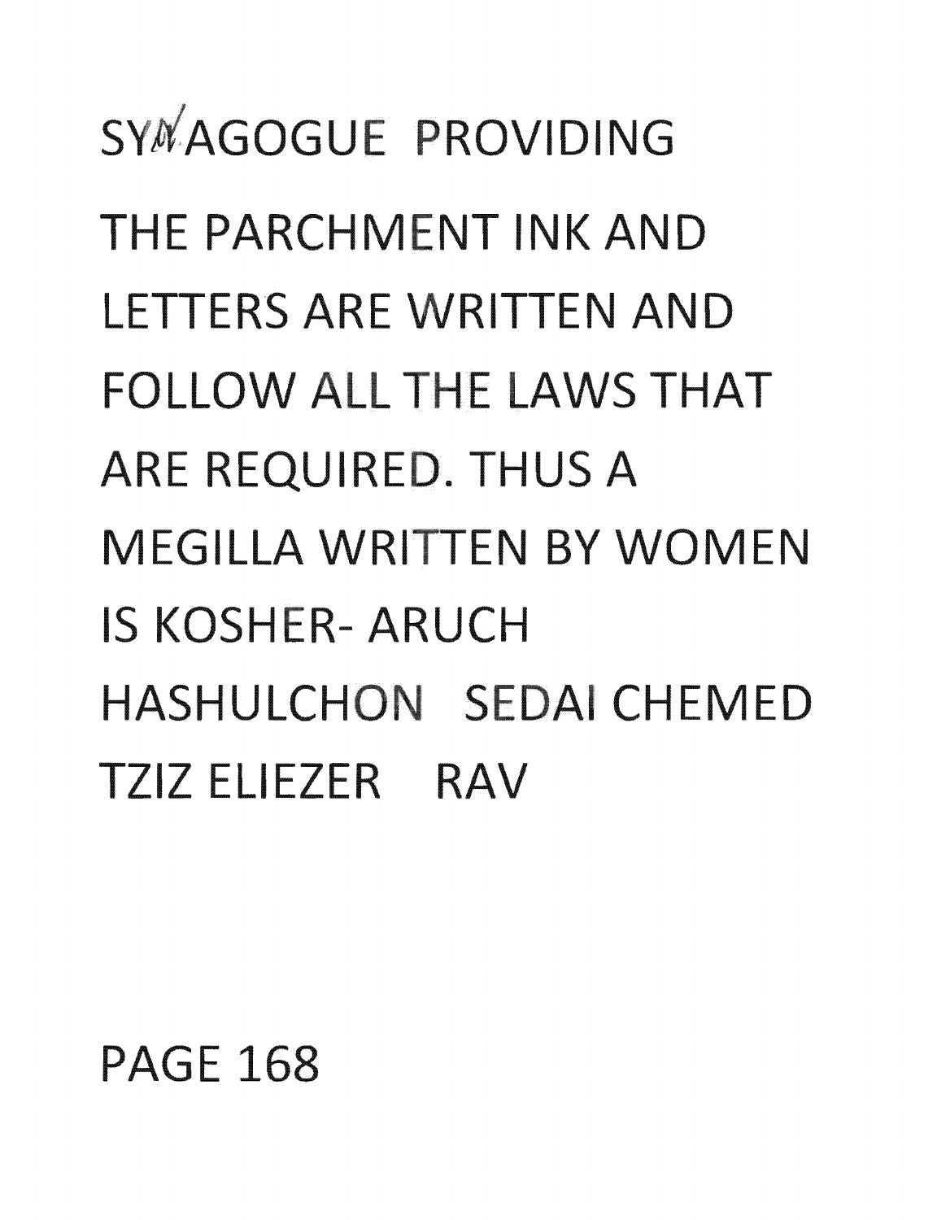SYNAGOGUE PROVIDING THE PARCHMENT INK AND LETTERS ARE WRITTEN AND FOLLOW ALL THE LAWS THAT ARE REQUIRED. THUS A MEGILLA WRITTEN BY WOMEN IS KOSHER- ARUCH HASHULCHON SEDAI CHEMED TZIZ ELIEZER RAV

PAGE 168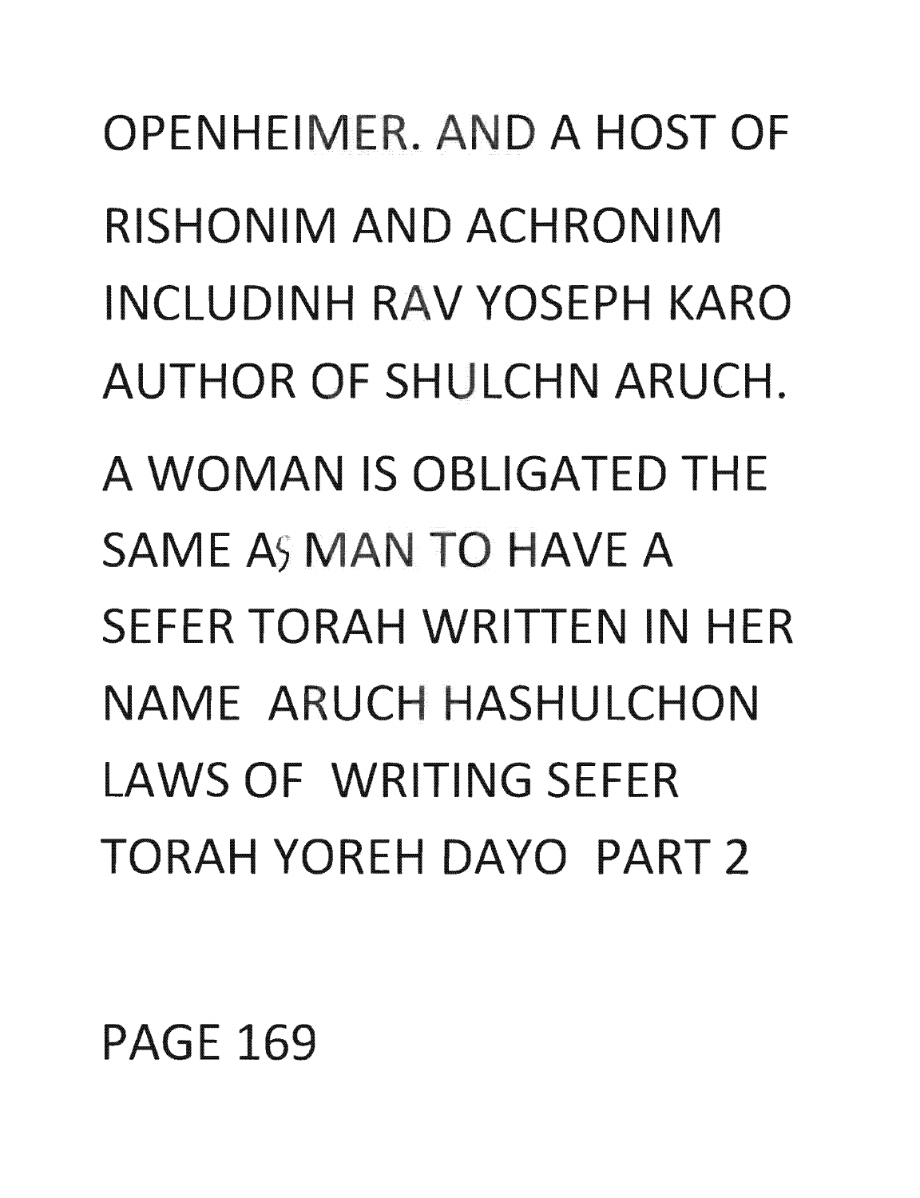OPENHEIMER. AND A HOST OF RISHONIM AND ACHRONIM INCLUDINH RAV YOSEPH KARO AUTHOR OF SHULCHN ARUCH.

A WOMAN IS OBLIGATED THE SAME AS MAN TO HAVE A SEFER TORAH WRITTEN IN HER NAME ARUCH HASHULCHON LAWS OF WRITING SEFER TORAH YOREH DAYO PART 2

PAGE 169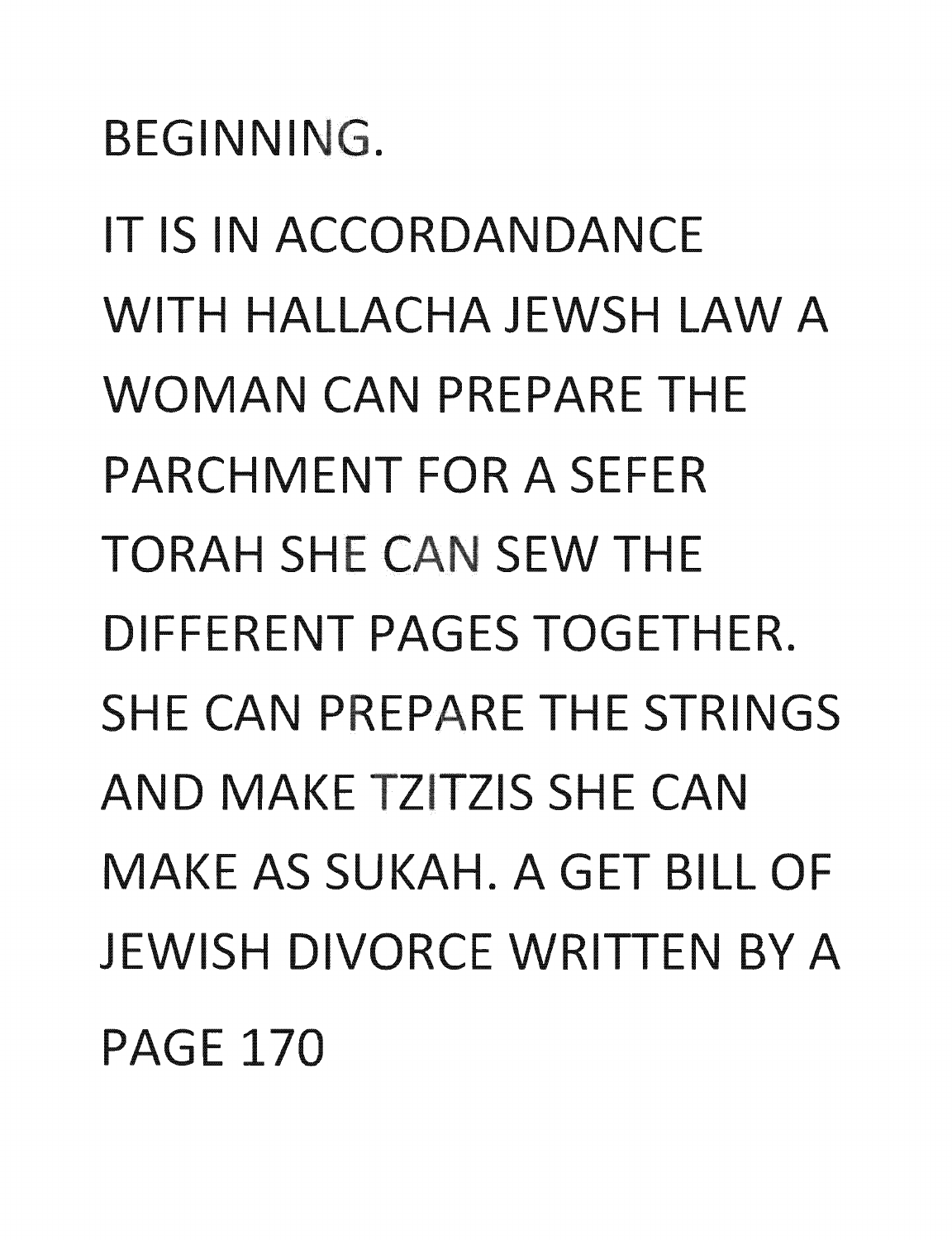BEGINNING.

IT IS IN ACCORDANDANCE WITH HALLACHA JEWSH LAW A WOMAN CAN PREPARE THE PARCHMENT FOR A SEFER TORAH SHE CAN SEW THE DIFFERENT PAGES TOGETHER. SHE CAN PREPARE THE STRINGS AND MAKE TZITZIS SHE CAN MAKE AS SUKAH. A GET BILL OF JEWISH DIVORCE WRITTEN BY A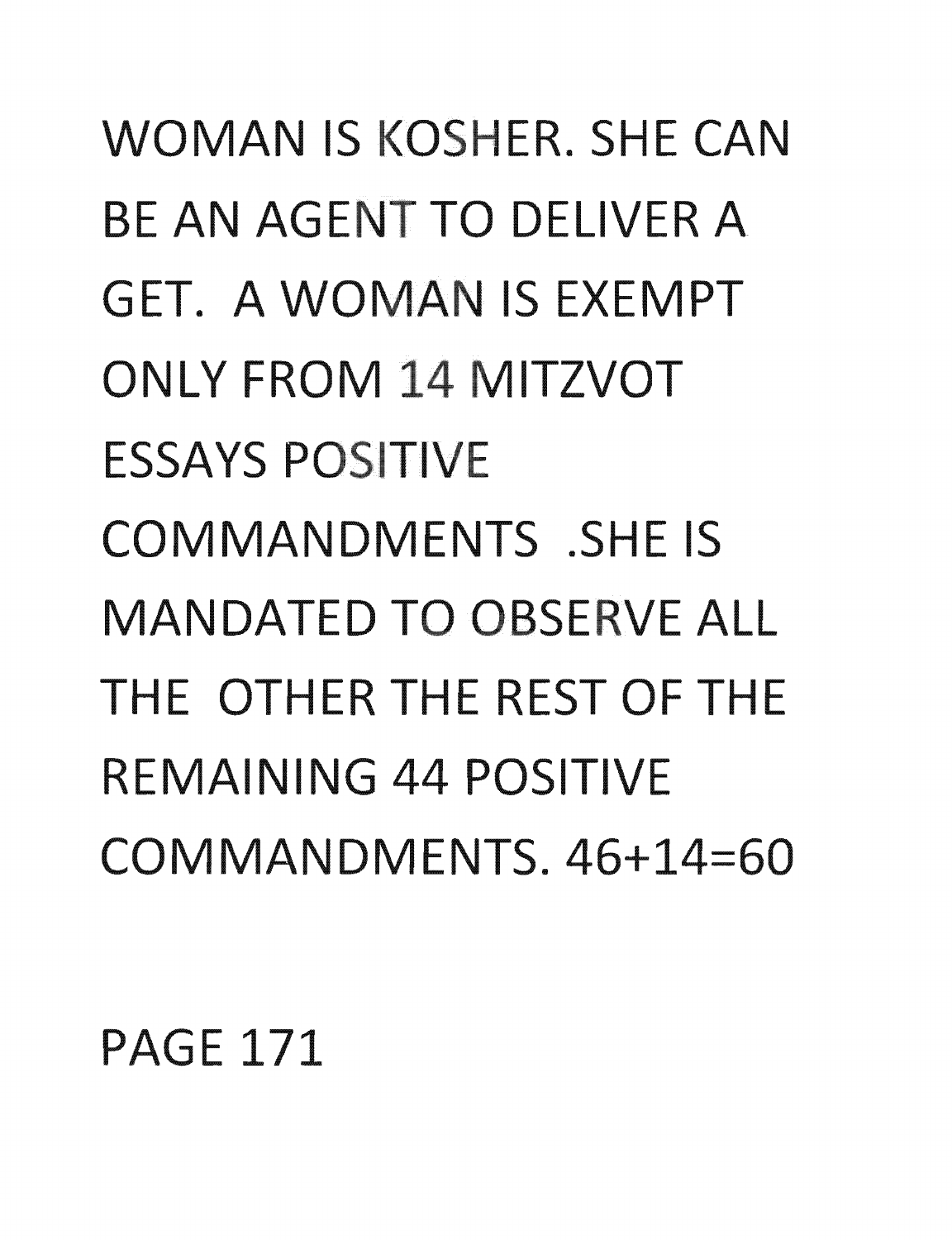WOMAN IS KOSHER. SHE CAN BE AN AGENT TO DELIVER A GET. A WOMAN IS EXEMPT ONLY FROM 14 MITZVOT ESSAYS POSITIVE COMMANDMENTS .SHE IS MANDATED TO OBSERVE ALL THE OTHER THE REST OF THE REMAINING 44 POSITIVE COMMANDMENTS. 46+14=60

PAGE 171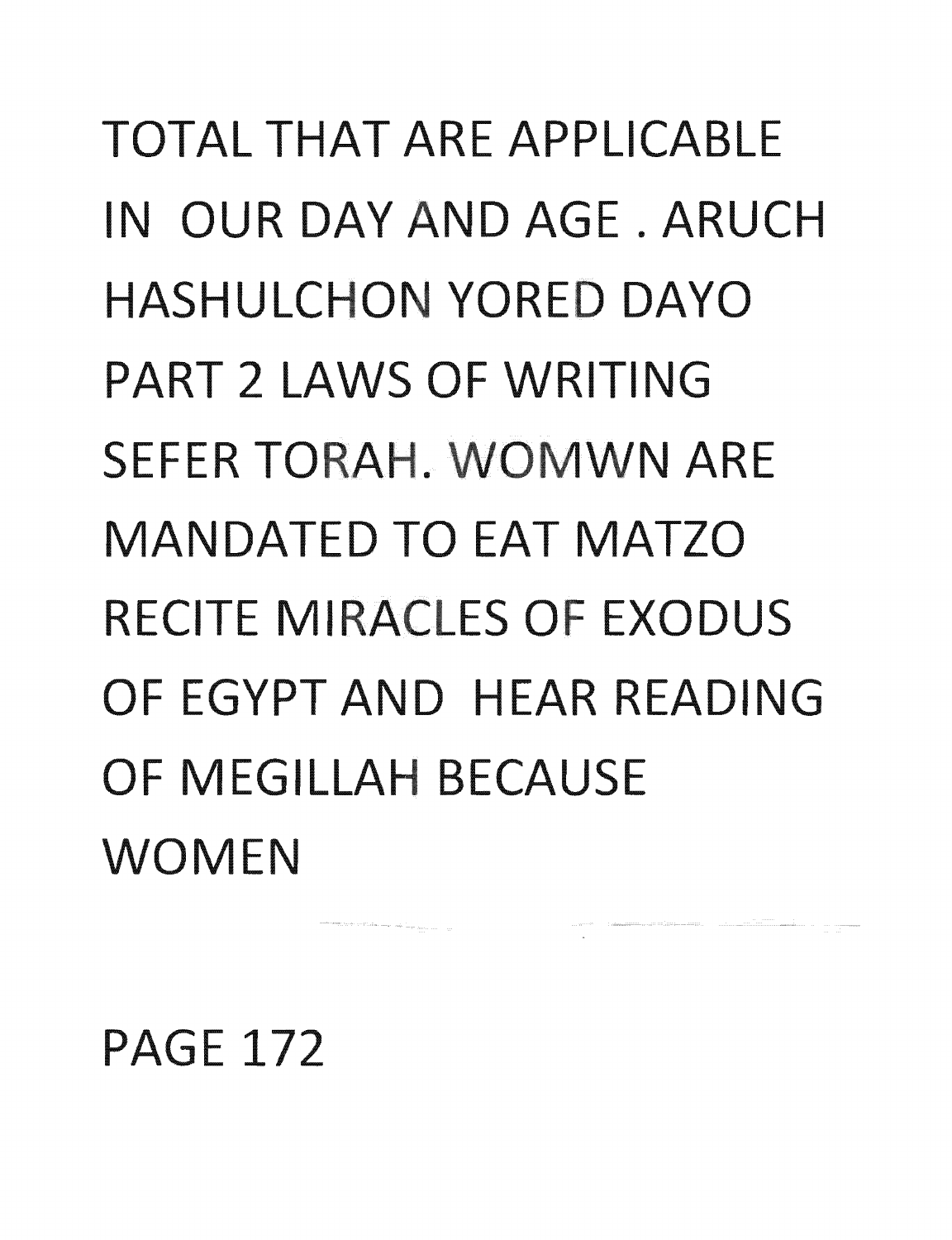TOTAL THAT ARE APPLICABLE IN OUR DAY AND AGE . ARUCH HASHULCHON YORED DAYO PART 2 LAWS OF WRITING SEFER TORAH. WOMWN ARE MANDATED TO EAT MATZO RECITE MIRACLES OF EXODUS OF EGYPT AND HEAR READING OF MEGILLAH BECAUSE WOMEN

PAGE 172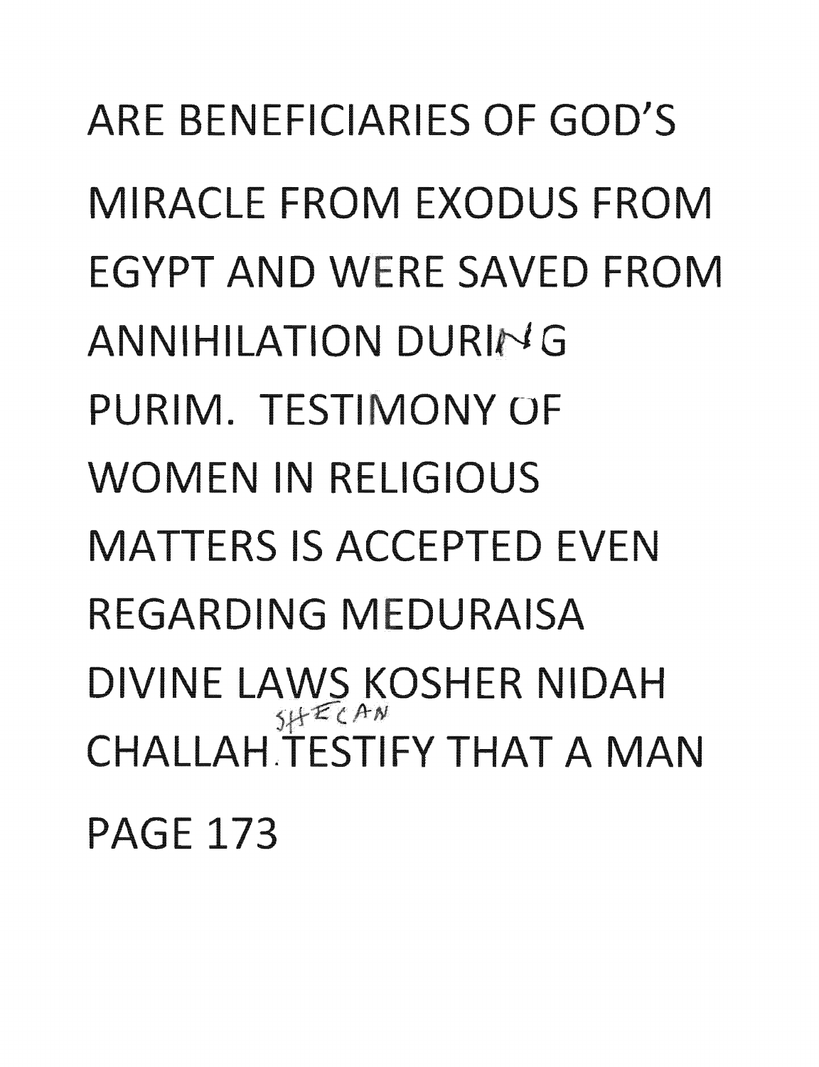ARE BENEFICIARIES OF GOD'S MIRACLE FROM EXODUS FROM EGYPT AND WERE SAVED FROM ANNIHILATION DURING PURIM. TESTIMONY OF WOMEN IN RELIGIOUS MATTERS IS ACCEPTED EVEN REGARDING MEDURAISA DIVINE LAWS KOSHER NIDAH CHALLAH. SHE CAN TESTIFY THAT A MAN

PAGE 173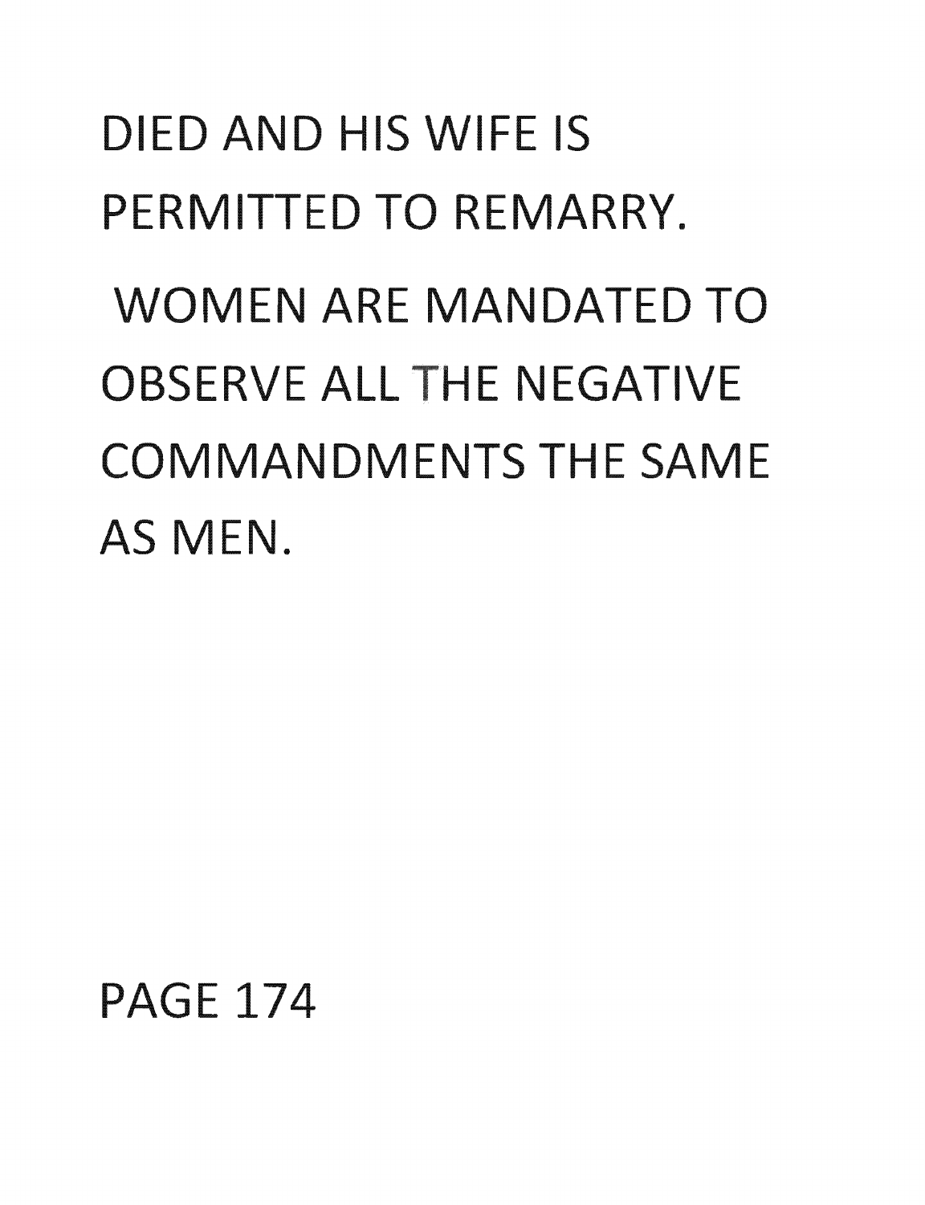DIED AND HIS WIFE IS PERMITTED TO REMARRY.

WOMEN ARE MANDATED TO OBSERVE ALL THE NEGATIVE COMMANDMENTS THE SAME AS MEN.

PAGE 174